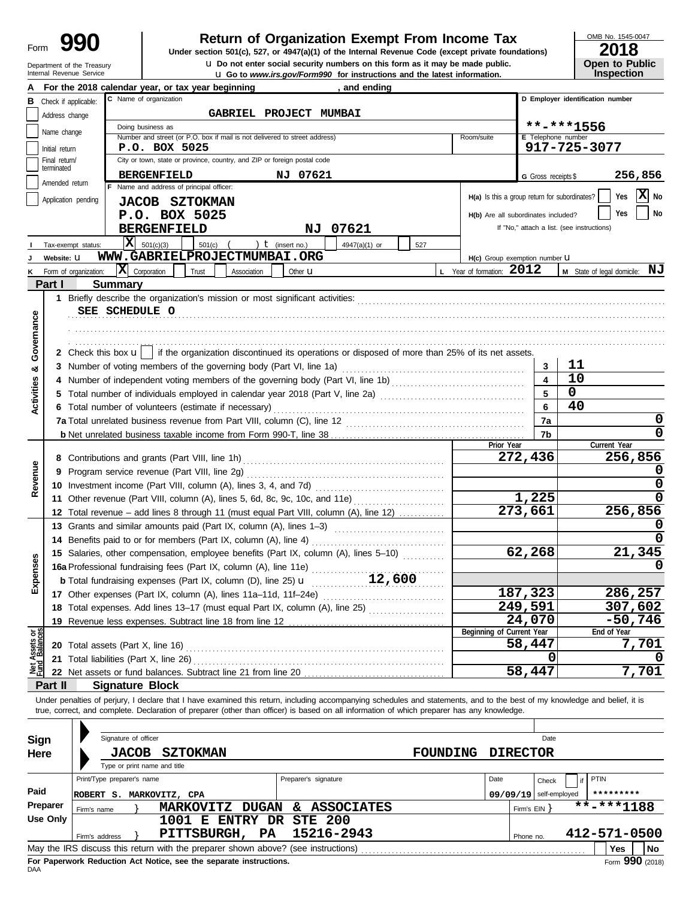Form **990**

# Return of Organization Exempt From Income Tax

**Under section 501(c), 527, or 4947(a)(1) of the Internal Revenue Code (except private foundations)**

u Do not enter social security numbers on this form as it may be made public.

u Go to *www.irs.gov/Form990* for instructions and the latest information.

Department of the Treasury
Internal Revenue Service

OMB No. 1545-0047

**2018**

**Open to Public Inspection**

**A** For the 2018 calendar year, or tax year beginning , and ending

**B** Check if applicable: Address change; Name change; Initial return; Final return/terminated; Amended return; Application pending

**C** Name of organization: **GABRIEL PROJECT MUMBAI**

Doing business as

Number and street (or P.O. box if mail is not delivered to street address): **P.O. BOX 5025** Room/suite

City or town, state or province, country, and ZIP or foreign postal code: **BERGENFIELD NJ 07621**

**D** Employer identification number: **-*1556

**E** Telephone number: **917-725-3077**

**G** Gross receipts $ **256,856**

**F** Name and address of principal officer: **JACOB SZTOKMAN, P.O. BOX 5025, BERGENFIELD NJ 07621**

H(a) Is this a group return for subordinates? Yes [ ] No [X]

H(b) Are all subordinates included? Yes [ ] No [ ]
If "No," attach a list. (see instructions)

**I** Tax-exempt status: [X] 501(c)(3) [ ] 501(c) ( ) t (insert no.) [ ] 4947(a)(1) or [ ] 527

**J** Website: u **WWW.GABRIELPROJECTMUMBAI.ORG**

H(c) Group exemption number u

**K** Form of organization: [X] Corporation [ ] Trust [ ] Association [ ] Other u

**L** Year of formation: **2012**

**M** State of legal domicile: **NJ**

## Part I Summary

**Activities & Governance**

1 Briefly describe the organization's mission or most significant activities:
SEE SCHEDULE O

2 Check this box u [ ] if the organization discontinued its operations or disposed of more than 25% of its net assets.

| | | | |
|---|---|---|---|
| 3 | Number of voting members of the governing body (Part VI, line 1a) | 3 | 11 |
| 4 | Number of independent voting members of the governing body (Part VI, line 1b) | 4 | 10 |
| 5 | Total number of individuals employed in calendar year 2018 (Part V, line 2a) | 5 | 0 |
| 6 | Total number of volunteers (estimate if necessary) | 6 | 40 |
| 7a | Total unrelated business revenue from Part VIII, column (C), line 12 | 7a | 0 |
| b | Net unrelated business taxable income from Form 990-T, line 38 | 7b | 0 |

| | | Prior Year | Current Year |
|---|---|---|---|
| **Revenue** | | | |
| 8 | Contributions and grants (Part VIII, line 1h) | 272,436 | 256,856 |
| 9 | Program service revenue (Part VIII, line 2g) | | 0 |
| 10 | Investment income (Part VIII, column (A), lines 3, 4, and 7d) | | 0 |
| 11 | Other revenue (Part VIII, column (A), lines 5, 6d, 8c, 9c, 10c, and 11e) | 1,225 | 0 |
| 12 | Total revenue – add lines 8 through 11 (must equal Part VIII, column (A), line 12) | 273,661 | 256,856 |
| **Expenses** | | | |
| 13 | Grants and similar amounts paid (Part IX, column (A), lines 1–3) | | 0 |
| 14 | Benefits paid to or for members (Part IX, column (A), line 4) | | 0 |
| 15 | Salaries, other compensation, employee benefits (Part IX, column (A), lines 5–10) | 62,268 | 21,345 |
| 16a | Professional fundraising fees (Part IX, column (A), line 11e) | | 0 |
| b | Total fundraising expenses (Part IX, column (D), line 25) u 12,600 | | |
| 17 | Other expenses (Part IX, column (A), lines 11a–11d, 11f–24e) | 187,323 | 286,257 |
| 18 | Total expenses. Add lines 13–17 (must equal Part IX, column (A), line 25) | 249,591 | 307,602 |
| 19 | Revenue less expenses. Subtract line 18 from line 12 | 24,070 | -50,746 |
| **Net Assets or Fund Balances** | | **Beginning of Current Year** | **End of Year** |
| 20 | Total assets (Part X, line 16) | 58,447 | 7,701 |
| 21 | Total liabilities (Part X, line 26) | 0 | 0 |
| 22 | Net assets or fund balances. Subtract line 21 from line 20 | 58,447 | 7,701 |

## Part II Signature Block

Under penalties of perjury, I declare that I have examined this return, including accompanying schedules and statements, and to the best of my knowledge and belief, it is true, correct, and complete. Declaration of preparer (other than officer) is based on all information of which preparer has any knowledge.

**Sign Here**

Signature of officer — Date

**JACOB SZTOKMAN — FOUNDING DIRECTOR**
Type or print name and title

**Paid Preparer Use Only**

| Print/Type preparer's name | Preparer's signature | Date | Check [ ] if self-employed | PTIN |
|---|---|---|---|---|
| ROBERT S. MARKOVITZ, CPA | | 09/09/19 | | ********* |

Firm's name } **MARKOVITZ DUGAN & ASSOCIATES** — Firm's EIN } **-*1188

Firm's address } **1001 E ENTRY DR STE 200, PITTSBURGH, PA 15216-2943** — Phone no. **412-571-0500**

May the IRS discuss this return with the preparer shown above? (see instructions) [ ] Yes [ ] No

**For Paperwork Reduction Act Notice, see the separate instructions.**

DAA

Form **990** (2018)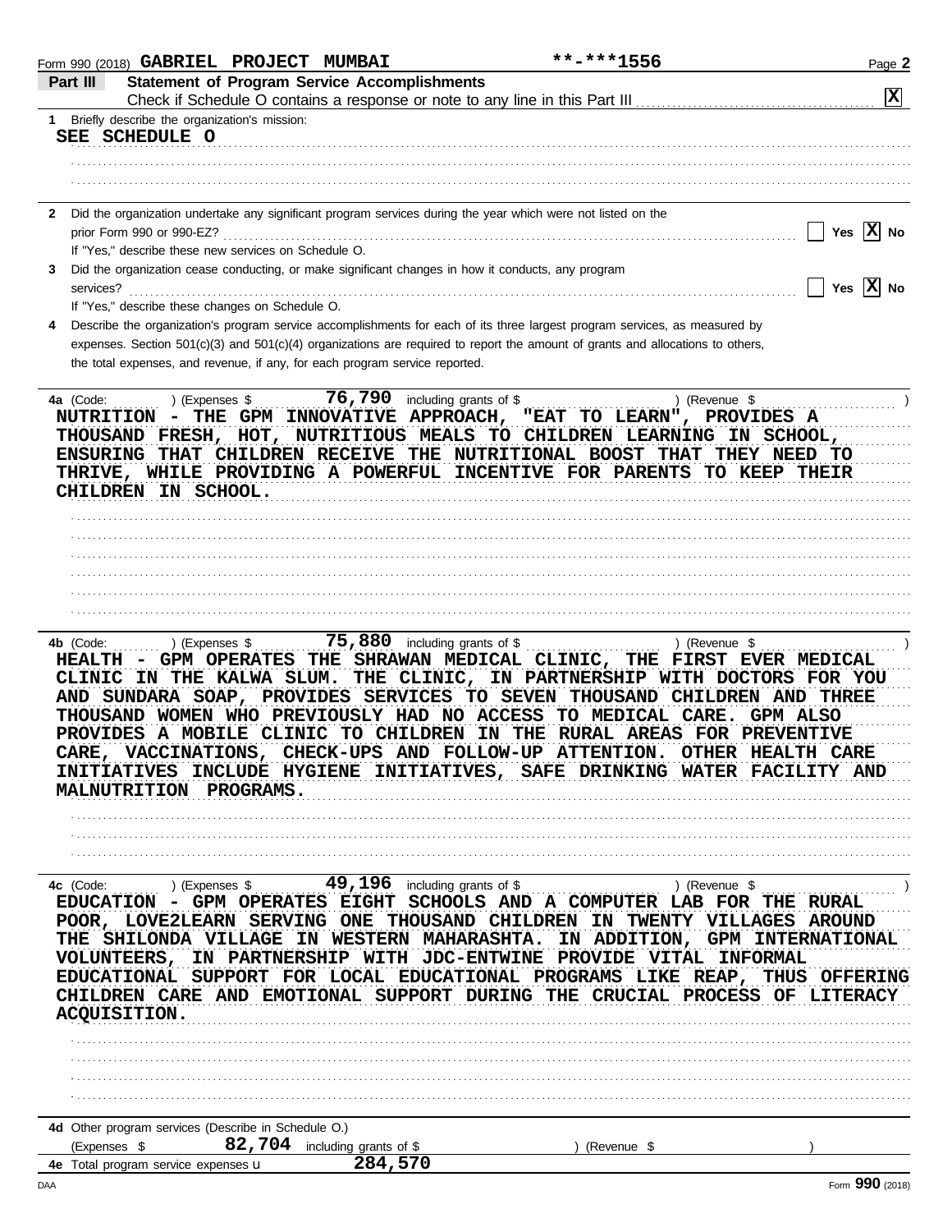Form 990 (2018) **GABRIEL PROJECT MUMBAI** **-***1556

## Part III Statement of Program Service Accomplishments

Check if Schedule O contains a response or note to any line in this Part III ☒

**1** Briefly describe the organization's mission:

SEE SCHEDULE O

**2** Did the organization undertake any significant program services during the year which were not listed on the prior Form 990 or 990-EZ? ☐ Yes ☒ No

If "Yes," describe these new services on Schedule O.

**3** Did the organization cease conducting, or make significant changes in how it conducts, any program services? ☐ Yes ☒ No

If "Yes," describe these changes on Schedule O.

**4** Describe the organization's program service accomplishments for each of its three largest program services, as measured by expenses. Section 501(c)(3) and 501(c)(4) organizations are required to report the amount of grants and allocations to others, the total expenses, and revenue, if any, for each program service reported.

**4a** (Code: ) (Expenses $ 76,790 including grants of $ ) (Revenue $ )

NUTRITION - THE GPM INNOVATIVE APPROACH, "EAT TO LEARN", PROVIDES A THOUSAND FRESH, HOT, NUTRITIOUS MEALS TO CHILDREN LEARNING IN SCHOOL, ENSURING THAT CHILDREN RECEIVE THE NUTRITIONAL BOOST THAT THEY NEED TO THRIVE, WHILE PROVIDING A POWERFUL INCENTIVE FOR PARENTS TO KEEP THEIR CHILDREN IN SCHOOL.

**4b** (Code: ) (Expenses $ 75,880 including grants of $ ) (Revenue $ )

HEALTH - GPM OPERATES THE SHRAWAN MEDICAL CLINIC, THE FIRST EVER MEDICAL CLINIC IN THE KALWA SLUM. THE CLINIC, IN PARTNERSHIP WITH DOCTORS FOR YOU AND SUNDARA SOAP, PROVIDES SERVICES TO SEVEN THOUSAND CHILDREN AND THREE THOUSAND WOMEN WHO PREVIOUSLY HAD NO ACCESS TO MEDICAL CARE. GPM ALSO PROVIDES A MOBILE CLINIC TO CHILDREN IN THE RURAL AREAS FOR PREVENTIVE CARE, VACCINATIONS, CHECK-UPS AND FOLLOW-UP ATTENTION. OTHER HEALTH CARE INITIATIVES INCLUDE HYGIENE INITIATIVES, SAFE DRINKING WATER FACILITY AND MALNUTRITION PROGRAMS.

**4c** (Code: ) (Expenses $ 49,196 including grants of $ ) (Revenue $ )

EDUCATION - GPM OPERATES EIGHT SCHOOLS AND A COMPUTER LAB FOR THE RURAL POOR, LOVE2LEARN SERVING ONE THOUSAND CHILDREN IN TWENTY VILLAGES AROUND THE SHILONDA VILLAGE IN WESTERN MAHARASHTA. IN ADDITION, GPM INTERNATIONAL VOLUNTEERS, IN PARTNERSHIP WITH JDC-ENTWINE PROVIDE VITAL INFORMAL EDUCATIONAL SUPPORT FOR LOCAL EDUCATIONAL PROGRAMS LIKE REAP, THUS OFFERING CHILDREN CARE AND EMOTIONAL SUPPORT DURING THE CRUCIAL PROCESS OF LITERACY ACQUISITION.

**4d** Other program services (Describe in Schedule O.)

(Expenses $ 82,704 including grants of $ ) (Revenue $ )

**4e** Total program service expenses u 284,570

Form **990** (2018)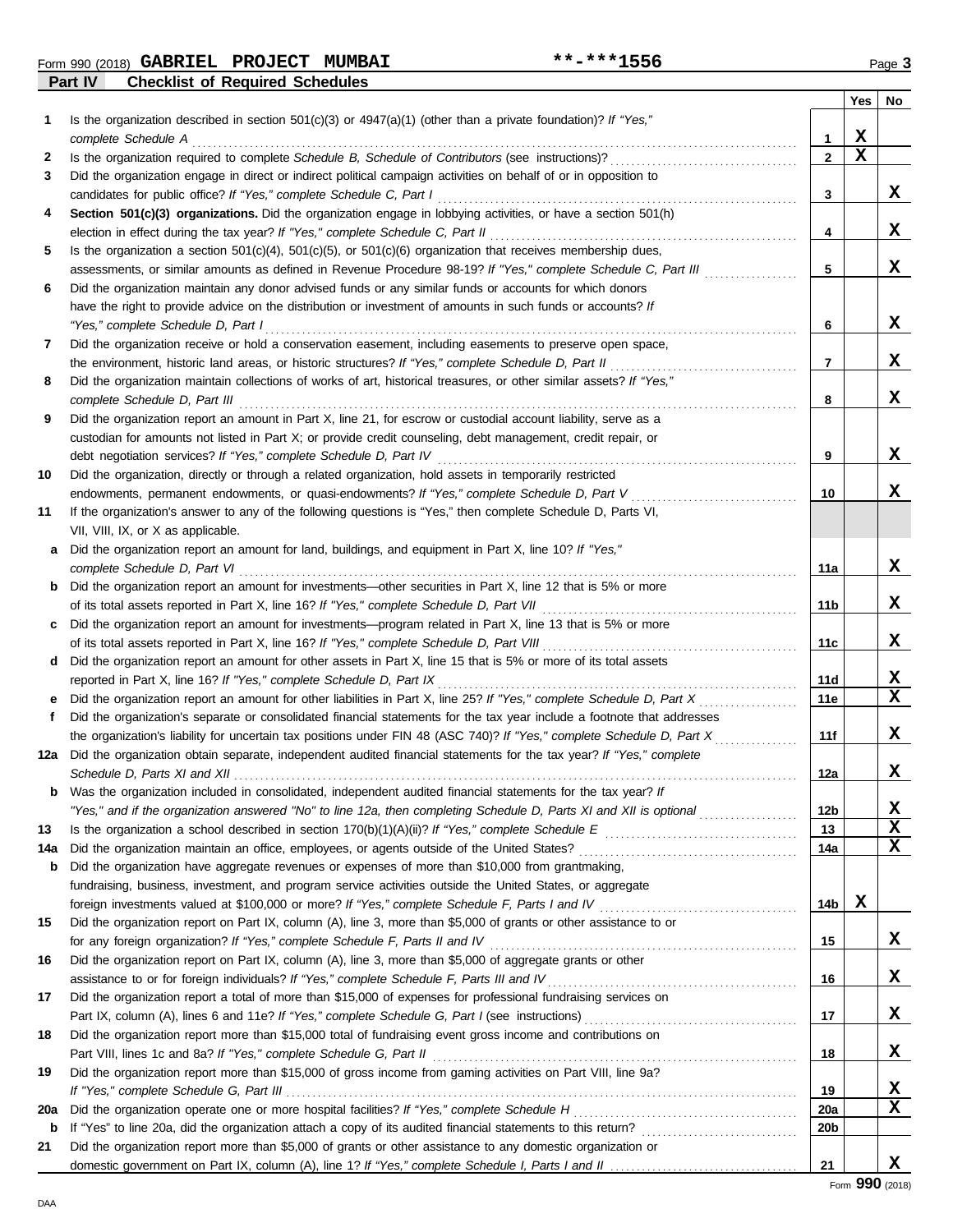Form 990 (2018) **GABRIEL PROJECT MUMBAI** **-***1556 Page **3**

## Part IV Checklist of Required Schedules

| | | | Yes | No |
|---|---|---|---|---|
| **1** | Is the organization described in section 501(c)(3) or 4947(a)(1) (other than a private foundation)? *If "Yes," complete Schedule A* | **1** | X | |
| **2** | Is the organization required to complete *Schedule B, Schedule of Contributors* (see instructions)? | **2** | X | |
| **3** | Did the organization engage in direct or indirect political campaign activities on behalf of or in opposition to candidates for public office? *If "Yes," complete Schedule C, Part I* | **3** | | X |
| **4** | **Section 501(c)(3) organizations.** Did the organization engage in lobbying activities, or have a section 501(h) election in effect during the tax year? *If "Yes," complete Schedule C, Part II* | **4** | | X |
| **5** | Is the organization a section 501(c)(4), 501(c)(5), or 501(c)(6) organization that receives membership dues, assessments, or similar amounts as defined in Revenue Procedure 98-19? *If "Yes," complete Schedule C, Part III* | **5** | | X |
| **6** | Did the organization maintain any donor advised funds or any similar funds or accounts for which donors have the right to provide advice on the distribution or investment of amounts in such funds or accounts? *If "Yes," complete Schedule D, Part I* | **6** | | X |
| **7** | Did the organization receive or hold a conservation easement, including easements to preserve open space, the environment, historic land areas, or historic structures? *If "Yes," complete Schedule D, Part II* | **7** | | X |
| **8** | Did the organization maintain collections of works of art, historical treasures, or other similar assets? *If "Yes," complete Schedule D, Part III* | **8** | | X |
| **9** | Did the organization report an amount in Part X, line 21, for escrow or custodial account liability, serve as a custodian for amounts not listed in Part X; or provide credit counseling, debt management, credit repair, or debt negotiation services? *If "Yes," complete Schedule D, Part IV* | **9** | | X |
| **10** | Did the organization, directly or through a related organization, hold assets in temporarily restricted endowments, permanent endowments, or quasi-endowments? *If "Yes," complete Schedule D, Part V* | **10** | | X |
| **11** | If the organization's answer to any of the following questions is "Yes," then complete Schedule D, Parts VI, VII, VIII, IX, or X as applicable. | | | |
| **a** | Did the organization report an amount for land, buildings, and equipment in Part X, line 10? *If "Yes," complete Schedule D, Part VI* | **11a** | | X |
| **b** | Did the organization report an amount for investments—other securities in Part X, line 12 that is 5% or more of its total assets reported in Part X, line 16? *If "Yes," complete Schedule D, Part VII* | **11b** | | X |
| **c** | Did the organization report an amount for investments—program related in Part X, line 13 that is 5% or more of its total assets reported in Part X, line 16? *If "Yes," complete Schedule D, Part VIII* | **11c** | | X |
| **d** | Did the organization report an amount for other assets in Part X, line 15 that is 5% or more of its total assets reported in Part X, line 16? *If "Yes," complete Schedule D, Part IX* | **11d** | | X |
| **e** | Did the organization report an amount for other liabilities in Part X, line 25? *If "Yes," complete Schedule D, Part X* | **11e** | | X |
| **f** | Did the organization's separate or consolidated financial statements for the tax year include a footnote that addresses the organization's liability for uncertain tax positions under FIN 48 (ASC 740)? *If "Yes," complete Schedule D, Part X* | **11f** | | X |
| **12a** | Did the organization obtain separate, independent audited financial statements for the tax year? *If "Yes," complete Schedule D, Parts XI and XII* | **12a** | | X |
| **b** | Was the organization included in consolidated, independent audited financial statements for the tax year? *If "Yes," and if the organization answered "No" to line 12a, then completing Schedule D, Parts XI and XII is optional* | **12b** | | X |
| **13** | Is the organization a school described in section 170(b)(1)(A)(ii)? *If "Yes," complete Schedule E* | **13** | | X |
| **14a** | Did the organization maintain an office, employees, or agents outside of the United States? | **14a** | | X |
| **b** | Did the organization have aggregate revenues or expenses of more than $10,000 from grantmaking, fundraising, business, investment, and program service activities outside the United States, or aggregate foreign investments valued at $100,000 or more? *If "Yes," complete Schedule F, Parts I and IV* | **14b** | X | |
| **15** | Did the organization report on Part IX, column (A), line 3, more than $5,000 of grants or other assistance to or for any foreign organization? *If "Yes," complete Schedule F, Parts II and IV* | **15** | | X |
| **16** | Did the organization report on Part IX, column (A), line 3, more than $5,000 of aggregate grants or other assistance to or for foreign individuals? *If "Yes," complete Schedule F, Parts III and IV* | **16** | | X |
| **17** | Did the organization report a total of more than $15,000 of expenses for professional fundraising services on Part IX, column (A), lines 6 and 11e? *If "Yes," complete Schedule G, Part I* (see instructions) | **17** | | X |
| **18** | Did the organization report more than $15,000 total of fundraising event gross income and contributions on Part VIII, lines 1c and 8a? *If "Yes," complete Schedule G, Part II* | **18** | | X |
| **19** | Did the organization report more than $15,000 of gross income from gaming activities on Part VIII, line 9a? *If "Yes," complete Schedule G, Part III* | **19** | | X |
| **20a** | Did the organization operate one or more hospital facilities? *If "Yes," complete Schedule H* | **20a** | | X |
| **b** | If "Yes" to line 20a, did the organization attach a copy of its audited financial statements to this return? | **20b** | | |
| **21** | Did the organization report more than $5,000 of grants or other assistance to any domestic organization or domestic government on Part IX, column (A), line 1? *If "Yes," complete Schedule I, Parts I and II* | **21** | | X |

Form **990** (2018)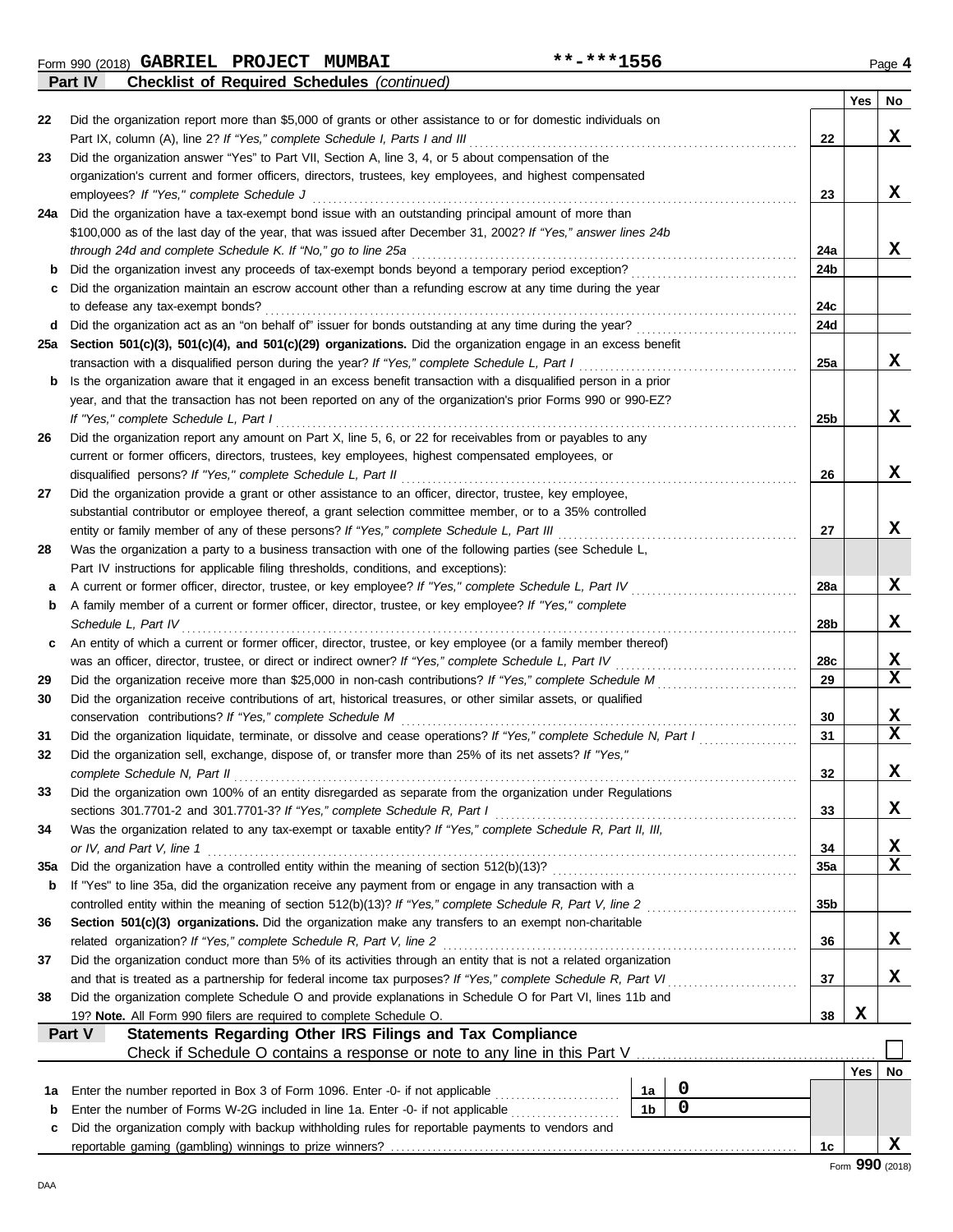Form 990 (2018) **GABRIEL PROJECT MUMBAI** **-***1556 Page **4**

**Part IV** **Checklist of Required Schedules** *(continued)*

| | | | Yes | No |
|---|---|---|---|---|
| 22 | Did the organization report more than $5,000 of grants or other assistance to or for domestic individuals on Part IX, column (A), line 2? *If "Yes," complete Schedule I, Parts I and III* | 22 | | X |
| 23 | Did the organization answer "Yes" to Part VII, Section A, line 3, 4, or 5 about compensation of the organization's current and former officers, directors, trustees, key employees, and highest compensated employees? *If "Yes," complete Schedule J* | 23 | | X |
| 24a | Did the organization have a tax-exempt bond issue with an outstanding principal amount of more than $100,000 as of the last day of the year, that was issued after December 31, 2002? *If "Yes," answer lines 24b through 24d and complete Schedule K. If "No," go to line 25a* | 24a | | X |
| b | Did the organization invest any proceeds of tax-exempt bonds beyond a temporary period exception? | 24b | | |
| c | Did the organization maintain an escrow account other than a refunding escrow at any time during the year to defease any tax-exempt bonds? | 24c | | |
| d | Did the organization act as an "on behalf of" issuer for bonds outstanding at any time during the year? | 24d | | |
| 25a | **Section 501(c)(3), 501(c)(4), and 501(c)(29) organizations.** Did the organization engage in an excess benefit transaction with a disqualified person during the year? *If "Yes," complete Schedule L, Part I* | 25a | | X |
| b | Is the organization aware that it engaged in an excess benefit transaction with a disqualified person in a prior year, and that the transaction has not been reported on any of the organization's prior Forms 990 or 990-EZ? *If "Yes," complete Schedule L, Part I* | 25b | | X |
| 26 | Did the organization report any amount on Part X, line 5, 6, or 22 for receivables from or payables to any current or former officers, directors, trustees, key employees, highest compensated employees, or disqualified persons? *If "Yes," complete Schedule L, Part II* | 26 | | X |
| 27 | Did the organization provide a grant or other assistance to an officer, director, trustee, key employee, substantial contributor or employee thereof, a grant selection committee member, or to a 35% controlled entity or family member of any of these persons? *If "Yes," complete Schedule L, Part III* | 27 | | X |
| 28 | Was the organization a party to a business transaction with one of the following parties (see Schedule L, Part IV instructions for applicable filing thresholds, conditions, and exceptions): | | | |
| a | A current or former officer, director, trustee, or key employee? *If "Yes," complete Schedule L, Part IV* | 28a | | X |
| b | A family member of a current or former officer, director, trustee, or key employee? *If "Yes," complete Schedule L, Part IV* | 28b | | X |
| c | An entity of which a current or former officer, director, trustee, or key employee (or a family member thereof) was an officer, director, trustee, or direct or indirect owner? *If "Yes," complete Schedule L, Part IV* | 28c | | X |
| 29 | Did the organization receive more than $25,000 in non-cash contributions? *If "Yes," complete Schedule M* | 29 | | X |
| 30 | Did the organization receive contributions of art, historical treasures, or other similar assets, or qualified conservation contributions? *If "Yes," complete Schedule M* | 30 | | X |
| 31 | Did the organization liquidate, terminate, or dissolve and cease operations? *If "Yes," complete Schedule N, Part I* | 31 | | X |
| 32 | Did the organization sell, exchange, dispose of, or transfer more than 25% of its net assets? *If "Yes," complete Schedule N, Part II* | 32 | | X |
| 33 | Did the organization own 100% of an entity disregarded as separate from the organization under Regulations sections 301.7701-2 and 301.7701-3? *If "Yes," complete Schedule R, Part I* | 33 | | X |
| 34 | Was the organization related to any tax-exempt or taxable entity? *If "Yes," complete Schedule R, Part II, III, or IV, and Part V, line 1* | 34 | | X |
| 35a | Did the organization have a controlled entity within the meaning of section 512(b)(13)? | 35a | | X |
| b | If "Yes" to line 35a, did the organization receive any payment from or engage in any transaction with a controlled entity within the meaning of section 512(b)(13)? *If "Yes," complete Schedule R, Part V, line 2* | 35b | | |
| 36 | **Section 501(c)(3) organizations.** Did the organization make any transfers to an exempt non-charitable related organization? *If "Yes," complete Schedule R, Part V, line 2* | 36 | | X |
| 37 | Did the organization conduct more than 5% of its activities through an entity that is not a related organization and that is treated as a partnership for federal income tax purposes? *If "Yes," complete Schedule R, Part VI* | 37 | | X |
| 38 | Did the organization complete Schedule O and provide explanations in Schedule O for Part VI, lines 11b and 19? **Note.** All Form 990 filers are required to complete Schedule O. | 38 | X | |

**Part V** **Statements Regarding Other IRS Filings and Tax Compliance**

Check if Schedule O contains a response or note to any line in this Part V ☐

| | | | | | Yes | No |
|---|---|---|---|---|---|---|
| 1a | Enter the number reported in Box 3 of Form 1096. Enter -0- if not applicable | 1a | 0 | | | |
| b | Enter the number of Forms W-2G included in line 1a. Enter -0- if not applicable | 1b | 0 | | | |
| c | Did the organization comply with backup withholding rules for reportable payments to vendors and reportable gaming (gambling) winnings to prize winners? | | | 1c | | X |

Form **990** (2018)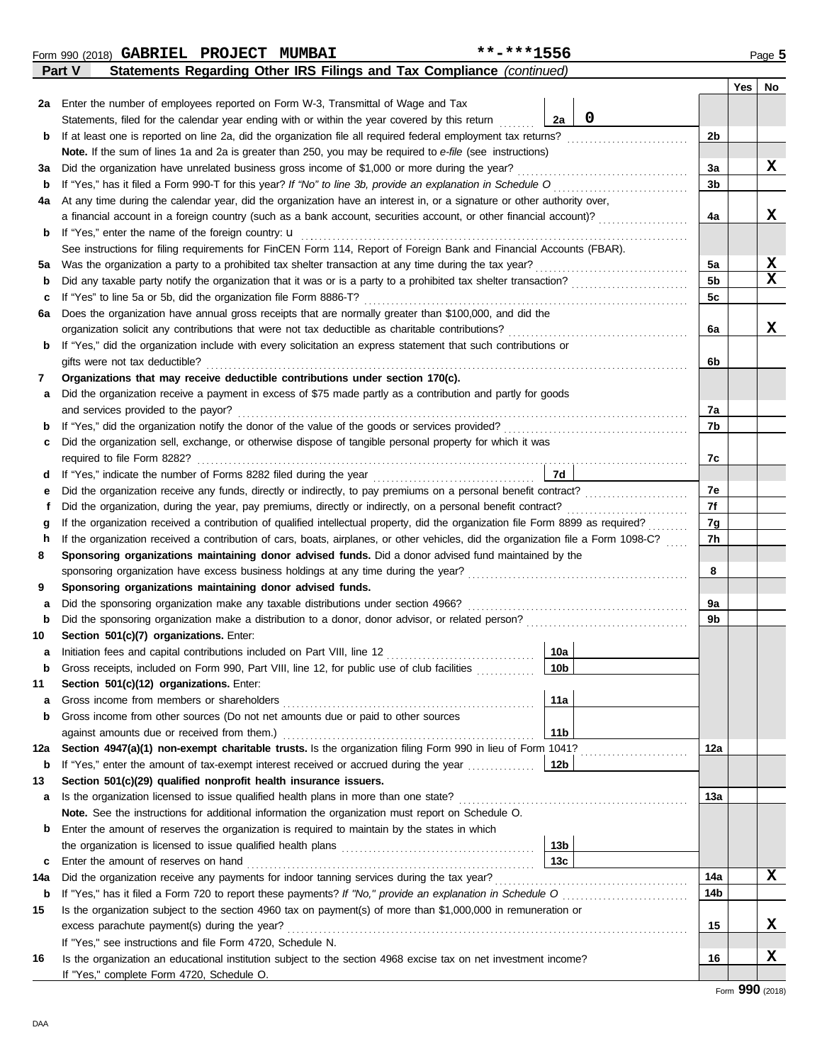Form 990 (2018) **GABRIEL PROJECT MUMBAI** **-***1556 Page 5

**Part V Statements Regarding Other IRS Filings and Tax Compliance** *(continued)*

| | | | | Line | Yes | No |
|---|---|---|---|---|---|---|
| **2a** | Enter the number of employees reported on Form W-3, Transmittal of Wage and Tax Statements, filed for the calendar year ending with or within the year covered by this return | 2a | 0 | | | |
| **b** | If at least one is reported on line 2a, did the organization file all required federal employment tax returns? | | | 2b | | |
| | **Note.** If the sum of lines 1a and 2a is greater than 250, you may be required to *e-file* (see instructions) | | | | | |
| **3a** | Did the organization have unrelated business gross income of $1,000 or more during the year? | | | 3a | | X |
| **b** | If "Yes," has it filed a Form 990-T for this year? *If "No" to line 3b, provide an explanation in Schedule O* | | | 3b | | |
| **4a** | At any time during the calendar year, did the organization have an interest in, or a signature or other authority over, a financial account in a foreign country (such as a bank account, securities account, or other financial account)? | | | 4a | | X |
| **b** | If "Yes," enter the name of the foreign country: u | | | | | |
| | See instructions for filing requirements for FinCEN Form 114, Report of Foreign Bank and Financial Accounts (FBAR). | | | | | |
| **5a** | Was the organization a party to a prohibited tax shelter transaction at any time during the tax year? | | | 5a | | X |
| **b** | Did any taxable party notify the organization that it was or is a party to a prohibited tax shelter transaction? | | | 5b | | X |
| **c** | If "Yes" to line 5a or 5b, did the organization file Form 8886-T? | | | 5c | | |
| **6a** | Does the organization have annual gross receipts that are normally greater than $100,000, and did the organization solicit any contributions that were not tax deductible as charitable contributions? | | | 6a | | X |
| **b** | If "Yes," did the organization include with every solicitation an express statement that such contributions or gifts were not tax deductible? | | | 6b | | |
| **7** | **Organizations that may receive deductible contributions under section 170(c).** | | | | | |
| **a** | Did the organization receive a payment in excess of $75 made partly as a contribution and partly for goods and services provided to the payor? | | | 7a | | |
| **b** | If "Yes," did the organization notify the donor of the value of the goods or services provided? | | | 7b | | |
| **c** | Did the organization sell, exchange, or otherwise dispose of tangible personal property for which it was required to file Form 8282? | | | 7c | | |
| **d** | If "Yes," indicate the number of Forms 8282 filed during the year | 7d | | | | |
| **e** | Did the organization receive any funds, directly or indirectly, to pay premiums on a personal benefit contract? | | | 7e | | |
| **f** | Did the organization, during the year, pay premiums, directly or indirectly, on a personal benefit contract? | | | 7f | | |
| **g** | If the organization received a contribution of qualified intellectual property, did the organization file Form 8899 as required? | | | 7g | | |
| **h** | If the organization received a contribution of cars, boats, airplanes, or other vehicles, did the organization file a Form 1098-C? | | | 7h | | |
| **8** | **Sponsoring organizations maintaining donor advised funds.** Did a donor advised fund maintained by the sponsoring organization have excess business holdings at any time during the year? | | | 8 | | |
| **9** | **Sponsoring organizations maintaining donor advised funds.** | | | | | |
| **a** | Did the sponsoring organization make any taxable distributions under section 4966? | | | 9a | | |
| **b** | Did the sponsoring organization make a distribution to a donor, donor advisor, or related person? | | | 9b | | |
| **10** | **Section 501(c)(7) organizations.** Enter: | | | | | |
| **a** | Initiation fees and capital contributions included on Part VIII, line 12 | 10a | | | | |
| **b** | Gross receipts, included on Form 990, Part VIII, line 12, for public use of club facilities | 10b | | | | |
| **11** | **Section 501(c)(12) organizations.** Enter: | | | | | |
| **a** | Gross income from members or shareholders | 11a | | | | |
| **b** | Gross income from other sources (Do not net amounts due or paid to other sources against amounts due or received from them.) | 11b | | | | |
| **12a** | **Section 4947(a)(1) non-exempt charitable trusts.** Is the organization filing Form 990 in lieu of Form 1041? | | | 12a | | |
| **b** | If "Yes," enter the amount of tax-exempt interest received or accrued during the year | 12b | | | | |
| **13** | **Section 501(c)(29) qualified nonprofit health insurance issuers.** | | | | | |
| **a** | Is the organization licensed to issue qualified health plans in more than one state? | | | 13a | | |
| | **Note.** See the instructions for additional information the organization must report on Schedule O. | | | | | |
| **b** | Enter the amount of reserves the organization is required to maintain by the states in which the organization is licensed to issue qualified health plans | 13b | | | | |
| **c** | Enter the amount of reserves on hand | 13c | | | | |
| **14a** | Did the organization receive any payments for indoor tanning services during the tax year? | | | 14a | | X |
| **b** | If "Yes," has it filed a Form 720 to report these payments? *If "No," provide an explanation in Schedule O* | | | 14b | | |
| **15** | Is the organization subject to the section 4960 tax on payment(s) of more than $1,000,000 in remuneration or excess parachute payment(s) during the year? | | | 15 | | X |
| | If "Yes," see instructions and file Form 4720, Schedule N. | | | | | |
| **16** | Is the organization an educational institution subject to the section 4968 excise tax on net investment income? | | | 16 | | X |
| | If "Yes," complete Form 4720, Schedule O. | | | | | |

Form **990** (2018)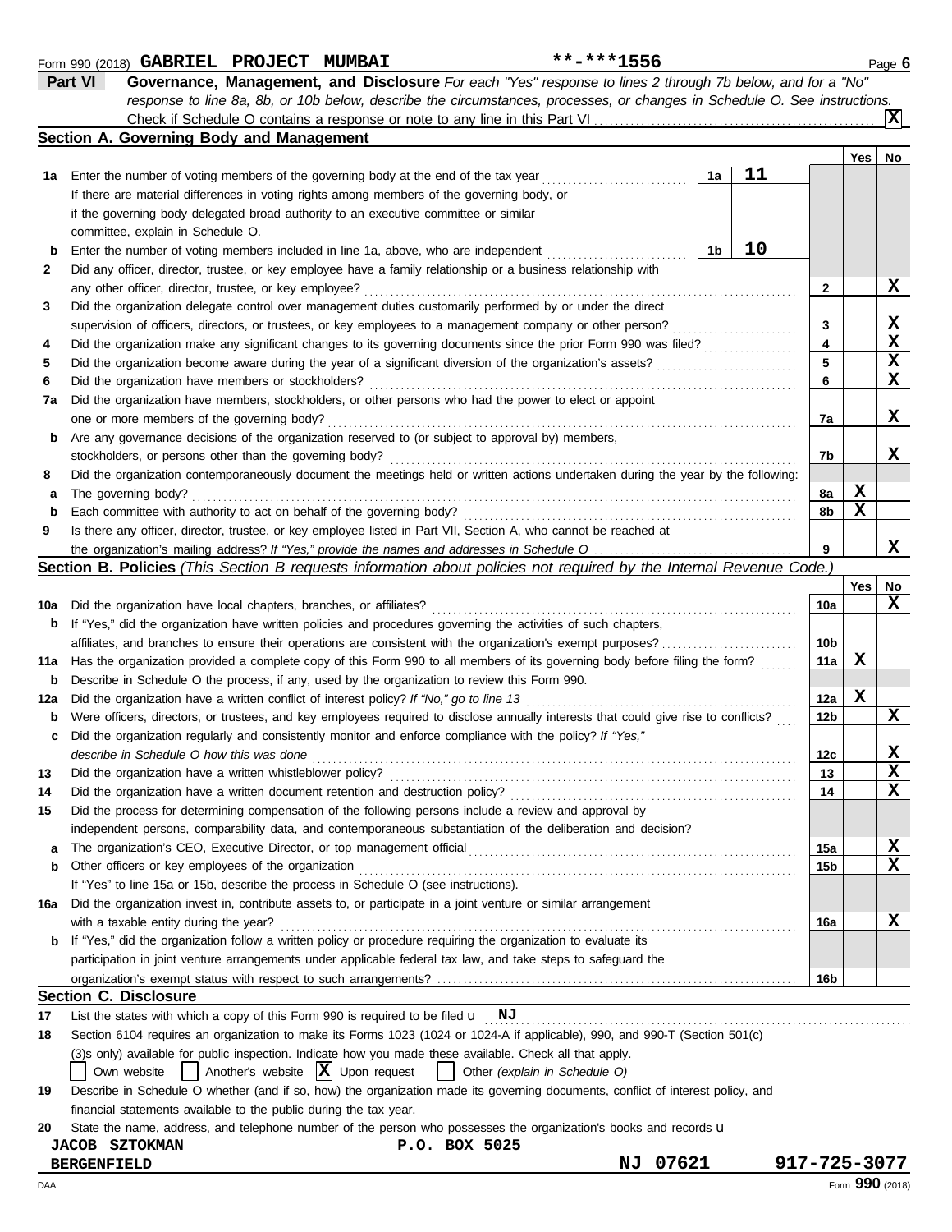Form 990 (2018) **GABRIEL PROJECT MUMBAI** **-***1556 Page **6**

## Part VI Governance, Management, and Disclosure

*For each "Yes" response to lines 2 through 7b below, and for a "No" response to line 8a, 8b, or 10b below, describe the circumstances, processes, or changes in Schedule O. See instructions.*

Check if Schedule O contains a response or note to any line in this Part VI ..... **X**

### Section A. Governing Body and Management

| | | | | Yes | No |
|---|---|---|---|---|---|
| **1a** | Enter the number of voting members of the governing body at the end of the tax year ..... If there are material differences in voting rights among members of the governing body, or if the governing body delegated broad authority to an executive committee or similar committee, explain in Schedule O. | **1a** 11 | | | |
| **b** | Enter the number of voting members included in line 1a, above, who are independent ..... | **1b** 10 | | | |
| **2** | Did any officer, director, trustee, or key employee have a family relationship or a business relationship with any other officer, director, trustee, or key employee? ..... | | **2** | | X |
| **3** | Did the organization delegate control over management duties customarily performed by or under the direct supervision of officers, directors, or trustees, or key employees to a management company or other person? ..... | | **3** | | X |
| **4** | Did the organization make any significant changes to its governing documents since the prior Form 990 was filed? ..... | | **4** | | X |
| **5** | Did the organization become aware during the year of a significant diversion of the organization's assets? ..... | | **5** | | X |
| **6** | Did the organization have members or stockholders? ..... | | **6** | | X |
| **7a** | Did the organization have members, stockholders, or other persons who had the power to elect or appoint one or more members of the governing body? ..... | | **7a** | | X |
| **b** | Are any governance decisions of the organization reserved to (or subject to approval by) members, stockholders, or persons other than the governing body? ..... | | **7b** | | X |
| **8** | Did the organization contemporaneously document the meetings held or written actions undertaken during the year by the following: | | | | |
| **a** | The governing body? ..... | | **8a** | X | |
| **b** | Each committee with authority to act on behalf of the governing body? ..... | | **8b** | X | |
| **9** | Is there any officer, director, trustee, or key employee listed in Part VII, Section A, who cannot be reached at the organization's mailing address? *If "Yes," provide the names and addresses in Schedule O* ..... | | **9** | | X |

### Section B. Policies *(This Section B requests information about policies not required by the Internal Revenue Code.)*

| | | | Yes | No |
|---|---|---|---|---|
| **10a** | Did the organization have local chapters, branches, or affiliates? ..... | **10a** | | X |
| **b** | If "Yes," did the organization have written policies and procedures governing the activities of such chapters, affiliates, and branches to ensure their operations are consistent with the organization's exempt purposes? ..... | **10b** | | |
| **11a** | Has the organization provided a complete copy of this Form 990 to all members of its governing body before filing the form? ..... | **11a** | X | |
| **b** | Describe in Schedule O the process, if any, used by the organization to review this Form 990. | | | |
| **12a** | Did the organization have a written conflict of interest policy? *If "No," go to line 13* ..... | **12a** | X | |
| **b** | Were officers, directors, or trustees, and key employees required to disclose annually interests that could give rise to conflicts? ..... | **12b** | | X |
| **c** | Did the organization regularly and consistently monitor and enforce compliance with the policy? *If "Yes," describe in Schedule O how this was done* ..... | **12c** | | X |
| **13** | Did the organization have a written whistleblower policy? ..... | **13** | | X |
| **14** | Did the organization have a written document retention and destruction policy? ..... | **14** | | X |
| **15** | Did the process for determining compensation of the following persons include a review and approval by independent persons, comparability data, and contemporaneous substantiation of the deliberation and decision? | | | |
| **a** | The organization's CEO, Executive Director, or top management official ..... | **15a** | | X |
| **b** | Other officers or key employees of the organization ..... If "Yes" to line 15a or 15b, describe the process in Schedule O (see instructions). | **15b** | | X |
| **16a** | Did the organization invest in, contribute assets to, or participate in a joint venture or similar arrangement with a taxable entity during the year? ..... | **16a** | | X |
| **b** | If "Yes," did the organization follow a written policy or procedure requiring the organization to evaluate its participation in joint venture arrangements under applicable federal tax law, and take steps to safeguard the organization's exempt status with respect to such arrangements? ..... | **16b** | | |

### Section C. Disclosure

**17** List the states with which a copy of this Form 990 is required to be filed u **NJ**

**18** Section 6104 requires an organization to make its Forms 1023 (1024 or 1024-A if applicable), 990, and 990-T (Section 501(c)(3)s only) available for public inspection. Indicate how you made these available. Check all that apply.

☐ Own website ☐ Another's website ☒ Upon request ☐ Other *(explain in Schedule O)*

**19** Describe in Schedule O whether (and if so, how) the organization made its governing documents, conflict of interest policy, and financial statements available to the public during the tax year.

**20** State the name, address, and telephone number of the person who possesses the organization's books and records u

**JACOB SZTOKMAN** **P.O. BOX 5025**
**BERGENFIELD** **NJ 07621** **917-725-3077**

DAA Form **990** (2018)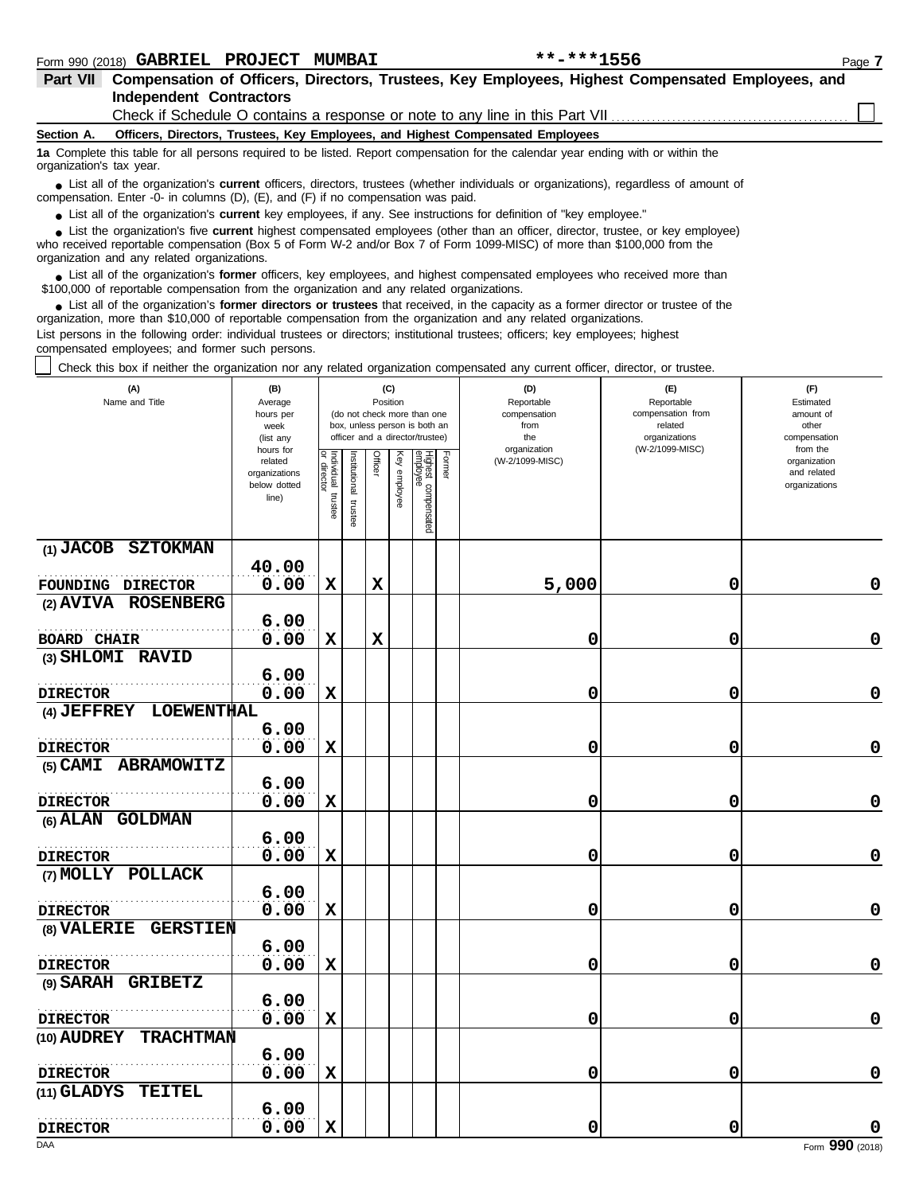Form 990 (2018) **GABRIEL PROJECT MUMBAI** **-***1556

## Part VII Compensation of Officers, Directors, Trustees, Key Employees, Highest Compensated Employees, and Independent Contractors

Check if Schedule O contains a response or note to any line in this Part VII ☐

**Section A. Officers, Directors, Trustees, Key Employees, and Highest Compensated Employees**

**1a** Complete this table for all persons required to be listed. Report compensation for the calendar year ending with or within the organization's tax year.

- List all of the organization's **current** officers, directors, trustees (whether individuals or organizations), regardless of amount of compensation. Enter -0- in columns (D), (E), and (F) if no compensation was paid.
- List all of the organization's **current** key employees, if any. See instructions for definition of "key employee."
- List the organization's five **current** highest compensated employees (other than an officer, director, trustee, or key employee) who received reportable compensation (Box 5 of Form W-2 and/or Box 7 of Form 1099-MISC) of more than $100,000 from the organization and any related organizations.
- List all of the organization's **former** officers, key employees, and highest compensated employees who received more than $100,000 of reportable compensation from the organization and any related organizations.
- List all of the organization's **former directors or trustees** that received, in the capacity as a former director or trustee of the organization, more than $10,000 of reportable compensation from the organization and any related organizations.

List persons in the following order: individual trustees or directors; institutional trustees; officers; key employees; highest compensated employees; and former such persons.

☐ Check this box if neither the organization nor any related organization compensated any current officer, director, or trustee.

| (A) Name and Title | (B) Average hours per week (list any hours for related organizations below dotted line) | (C) Position: Individual trustee or director | Institutional trustee | Officer | Key employee | Highest compensated employee | Former | (D) Reportable compensation from the organization (W-2/1099-MISC) | (E) Reportable compensation from related organizations (W-2/1099-MISC) | (F) Estimated amount of other compensation from the organization and related organizations |
|---|---|---|---|---|---|---|---|---|---|---|
| (1) JACOB SZTOKMAN<br>FOUNDING DIRECTOR | 40.00<br>0.00 | X | | X | | | | 5,000 | 0 | 0 |
| (2) AVIVA ROSENBERG<br>BOARD CHAIR | 6.00<br>0.00 | X | | X | | | | 0 | 0 | 0 |
| (3) SHLOMI RAVID<br>DIRECTOR | 6.00<br>0.00 | X | | | | | | 0 | 0 | 0 |
| (4) JEFFREY LOEWENTHAL<br>DIRECTOR | 6.00<br>0.00 | X | | | | | | 0 | 0 | 0 |
| (5) CAMI ABRAMOWITZ<br>DIRECTOR | 6.00<br>0.00 | X | | | | | | 0 | 0 | 0 |
| (6) ALAN GOLDMAN<br>DIRECTOR | 6.00<br>0.00 | X | | | | | | 0 | 0 | 0 |
| (7) MOLLY POLLACK<br>DIRECTOR | 6.00<br>0.00 | X | | | | | | 0 | 0 | 0 |
| (8) VALERIE GERSTIEN<br>DIRECTOR | 6.00<br>0.00 | X | | | | | | 0 | 0 | 0 |
| (9) SARAH GRIBETZ<br>DIRECTOR | 6.00<br>0.00 | X | | | | | | 0 | 0 | 0 |
| (10) AUDREY TRACHTMAN<br>DIRECTOR | 6.00<br>0.00 | X | | | | | | 0 | 0 | 0 |
| (11) GLADYS TEITEL<br>DIRECTOR | 6.00<br>0.00 | X | | | | | | 0 | 0 | 0 |

DAA Form **990** (2018)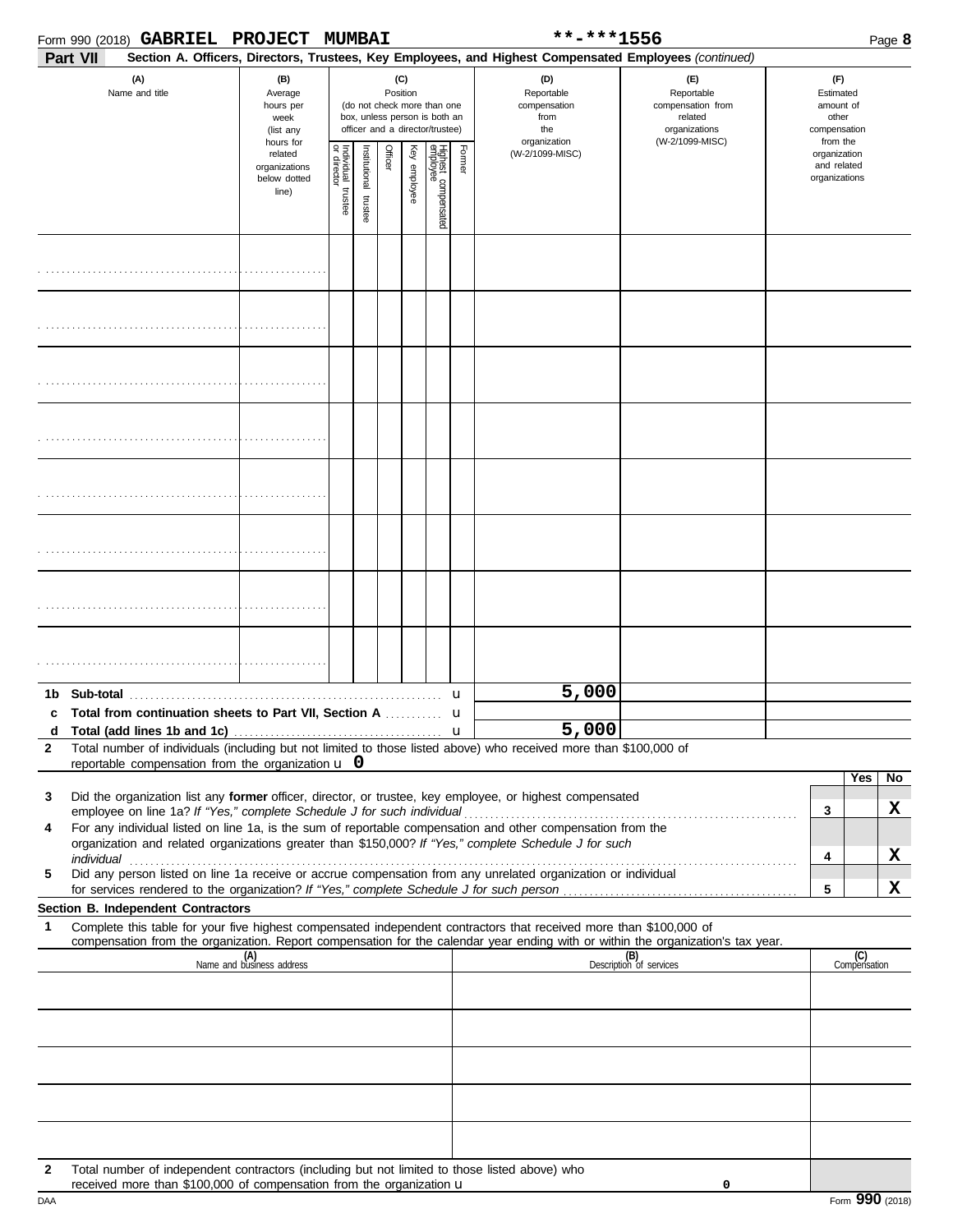Form 990 (2018) **GABRIEL PROJECT MUMBAI** **-***1556 Page **8**

**Part VII** **Section A. Officers, Directors, Trustees, Key Employees, and Highest Compensated Employees** *(continued)*

| (A) Name and title | (B) Average hours per week (list any hours for related organizations below dotted line) | (C) Position: Individual trustee or director | Institutional trustee | Officer | Key employee | Highest compensated employee | Former | (D) Reportable compensation from the organization (W-2/1099-MISC) | (E) Reportable compensation from related organizations (W-2/1099-MISC) | (F) Estimated amount of other compensation from the organization and related organizations |
|---|---|---|---|---|---|---|---|---|---|---|
| | | | | | | | | | | |
| | | | | | | | | | | |
| | | | | | | | | | | |
| | | | | | | | | | | |
| | | | | | | | | | | |
| | | | | | | | | | | |
| | | | | | | | | | | |
| | | | | | | | | | | |

| | | (D) | (E) | (F) |
|---|---|---|---|---|
| **1b** | **Sub-total** | 5,000 | | |
| **c** | **Total from continuation sheets to Part VII, Section A** | | | |
| **d** | **Total (add lines 1b and 1c)** | 5,000 | | |

**2** Total number of individuals (including but not limited to those listed above) who received more than $100,000 of reportable compensation from the organization u **0**

| | | | Yes | No |
|---|---|---|---|---|
| **3** | Did the organization list any **former** officer, director, or trustee, key employee, or highest compensated employee on line 1a? *If "Yes," complete Schedule J for such individual* | **3** | | **X** |
| **4** | For any individual listed on line 1a, is the sum of reportable compensation and other compensation from the organization and related organizations greater than $150,000? *If "Yes," complete Schedule J for such individual* | **4** | | **X** |
| **5** | Did any person listed on line 1a receive or accrue compensation from any unrelated organization or individual for services rendered to the organization? *If "Yes," complete Schedule J for such person* | **5** | | **X** |

**Section B. Independent Contractors**

**1** Complete this table for your five highest compensated independent contractors that received more than $100,000 of compensation from the organization. Report compensation for the calendar year ending with or within the organization's tax year.

| (A) Name and business address | (B) Description of services | (C) Compensation |
|---|---|---|
| | | |
| | | |
| | | |
| | | |
| | | |

**2** Total number of independent contractors (including but not limited to those listed above) who received more than $100,000 of compensation from the organization u **0**

DAA Form **990** (2018)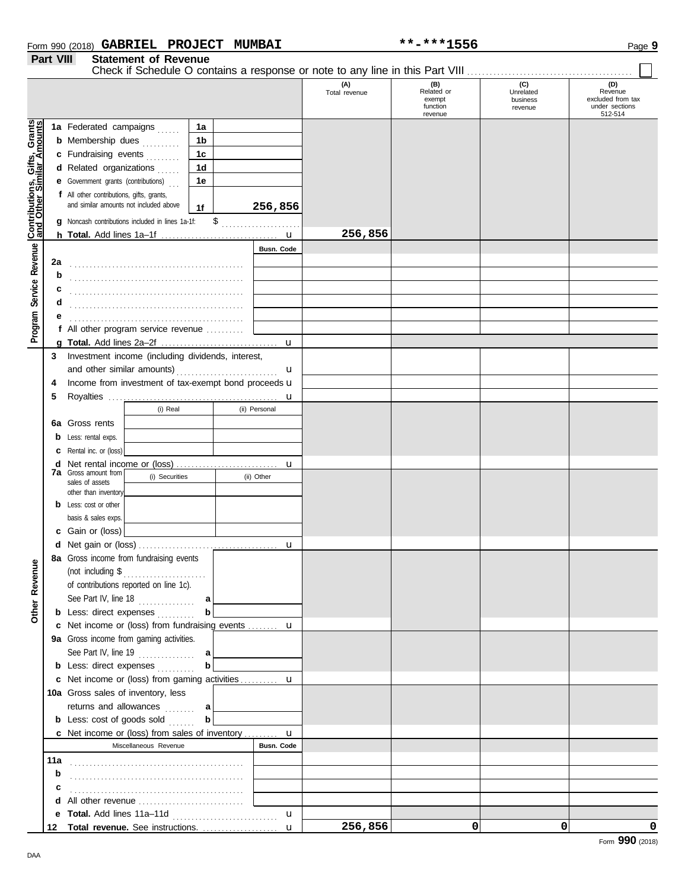Form 990 (2018) **GABRIEL PROJECT MUMBAI** **-***1556

## Part VIII Statement of Revenue

Check if Schedule O contains a response or note to any line in this Part VIII . . . . . . . . . . . . ☐

| | | | (A) Total revenue | (B) Related or exempt function revenue | (C) Unrelated business revenue | (D) Revenue excluded from tax under sections 512-514 |
|---|---|---|---|---|---|---|
| **Contributions, Gifts, Grants and Other Similar Amounts** | 1a Federated campaigns | 1a | | | | |
| | b Membership dues | 1b | | | | |
| | c Fundraising events | 1c | | | | |
| | d Related organizations | 1d | | | | |
| | e Government grants (contributions) | 1e | | | | |
| | f All other contributions, gifts, grants, and similar amounts not included above | 1f 256,856 | | | | |
| | g Noncash contributions included in lines 1a-1f: $ | | | | | |
| | h **Total.** Add lines 1a–1f | | 256,856 | | | |
| **Program Service Revenue** | | Busn. Code | | | | |
| | 2a | | | | | |
| | b | | | | | |
| | c | | | | | |
| | d | | | | | |
| | e | | | | | |
| | f All other program service revenue | | | | | |
| | g **Total.** Add lines 2a–2f | | | | | |
| **Other Revenue** | 3 Investment income (including dividends, interest, and other similar amounts) | | | | | |
| | 4 Income from investment of tax-exempt bond proceeds | | | | | |
| | 5 Royalties | | | | | |
| | | (i) Real / (ii) Personal | | | | |
| | 6a Gross rents | | | | | |
| | b Less: rental exps. | | | | | |
| | c Rental inc. or (loss) | | | | | |
| | d Net rental income or (loss) | | | | | |
| | 7a Gross amount from sales of assets other than inventory | (i) Securities / (ii) Other | | | | |
| | b Less: cost or other basis & sales exps. | | | | | |
| | c Gain or (loss) | | | | | |
| | d Net gain or (loss) | | | | | |
| | 8a Gross income from fundraising events (not including $ of contributions reported on line 1c). See Part IV, line 18 | a | | | | |
| | b Less: direct expenses | b | | | | |
| | c Net income or (loss) from fundraising events | | | | | |
| | 9a Gross income from gaming activities. See Part IV, line 19 | a | | | | |
| | b Less: direct expenses | b | | | | |
| | c Net income or (loss) from gaming activities | | | | | |
| | 10a Gross sales of inventory, less returns and allowances | a | | | | |
| | b Less: cost of goods sold | b | | | | |
| | c Net income or (loss) from sales of inventory | | | | | |
| | Miscellaneous Revenue | Busn. Code | | | | |
| | 11a | | | | | |
| | b | | | | | |
| | c | | | | | |
| | d All other revenue | | | | | |
| | e **Total.** Add lines 11a–11d | | | | | |
| | 12 **Total revenue.** See instructions. | | 256,856 | 0 | 0 | 0 |

Form **990** (2018)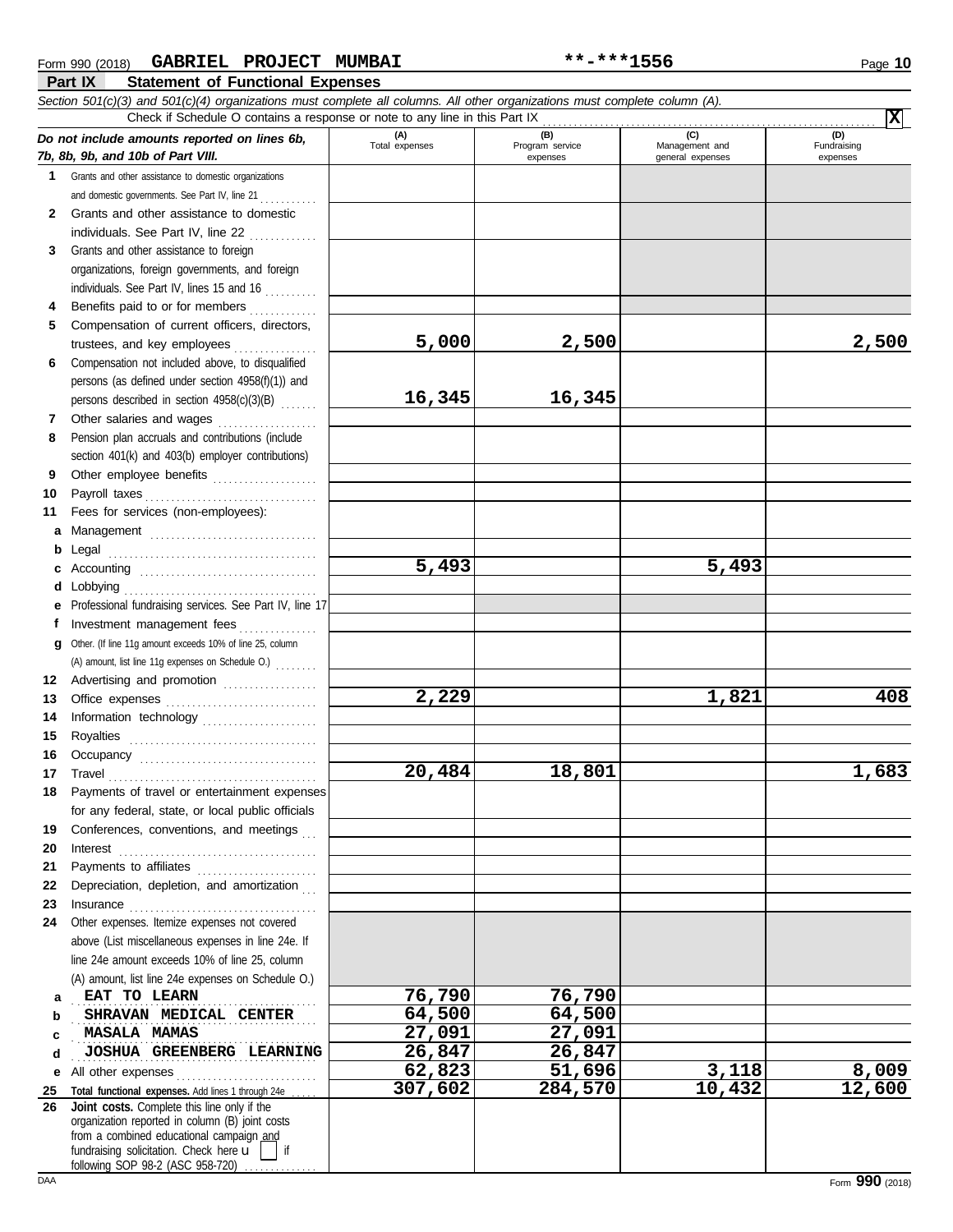Form 990 (2018) **GABRIEL PROJECT MUMBAI** **-***1556 Page **10**

**Part IX Statement of Functional Expenses**

*Section 501(c)(3) and 501(c)(4) organizations must complete all columns. All other organizations must complete column (A).*

Check if Schedule O contains a response or note to any line in this Part IX . . . . . . . . . . . . **X**

| *Do not include amounts reported on lines 6b, 7b, 8b, 9b, and 10b of Part VIII.* | (A) Total expenses | (B) Program service expenses | (C) Management and general expenses | (D) Fundraising expenses |
|---|---|---|---|---|
| **1** Grants and other assistance to domestic organizations and domestic governments. See Part IV, line 21 | | | | |
| **2** Grants and other assistance to domestic individuals. See Part IV, line 22 | | | | |
| **3** Grants and other assistance to foreign organizations, foreign governments, and foreign individuals. See Part IV, lines 15 and 16 | | | | |
| **4** Benefits paid to or for members | | | | |
| **5** Compensation of current officers, directors, trustees, and key employees | 5,000 | 2,500 | | 2,500 |
| **6** Compensation not included above, to disqualified persons (as defined under section 4958(f)(1)) and persons described in section 4958(c)(3)(B) | 16,345 | 16,345 | | |
| **7** Other salaries and wages | | | | |
| **8** Pension plan accruals and contributions (include section 401(k) and 403(b) employer contributions) | | | | |
| **9** Other employee benefits | | | | |
| **10** Payroll taxes | | | | |
| **11** Fees for services (non-employees): | | | | |
| **a** Management | | | | |
| **b** Legal | | | | |
| **c** Accounting | 5,493 | | 5,493 | |
| **d** Lobbying | | | | |
| **e** Professional fundraising services. See Part IV, line 17 | | | | |
| **f** Investment management fees | | | | |
| **g** Other. (If line 11g amount exceeds 10% of line 25, column (A) amount, list line 11g expenses on Schedule O.) | | | | |
| **12** Advertising and promotion | | | | |
| **13** Office expenses | 2,229 | | 1,821 | 408 |
| **14** Information technology | | | | |
| **15** Royalties | | | | |
| **16** Occupancy | | | | |
| **17** Travel | 20,484 | 18,801 | | 1,683 |
| **18** Payments of travel or entertainment expenses for any federal, state, or local public officials | | | | |
| **19** Conferences, conventions, and meetings | | | | |
| **20** Interest | | | | |
| **21** Payments to affiliates | | | | |
| **22** Depreciation, depletion, and amortization | | | | |
| **23** Insurance | | | | |
| **24** Other expenses. Itemize expenses not covered above (List miscellaneous expenses in line 24e. If line 24e amount exceeds 10% of line 25, column (A) amount, list line 24e expenses on Schedule O.) | | | | |
| **a** EAT TO LEARN | 76,790 | 76,790 | | |
| **b** SHRAVAN MEDICAL CENTER | 64,500 | 64,500 | | |
| **c** MASALA MAMAS | 27,091 | 27,091 | | |
| **d** JOSHUA GREENBERG LEARNING | 26,847 | 26,847 | | |
| **e** All other expenses | 62,823 | 51,696 | 3,118 | 8,009 |
| **25** **Total functional expenses.** Add lines 1 through 24e | 307,602 | 284,570 | 10,432 | 12,600 |
| **26** **Joint costs.** Complete this line only if the organization reported in column (B) joint costs from a combined educational campaign and fundraising solicitation. Check here ☐ if following SOP 98-2 (ASC 958-720) | | | | |

DAA Form **990** (2018)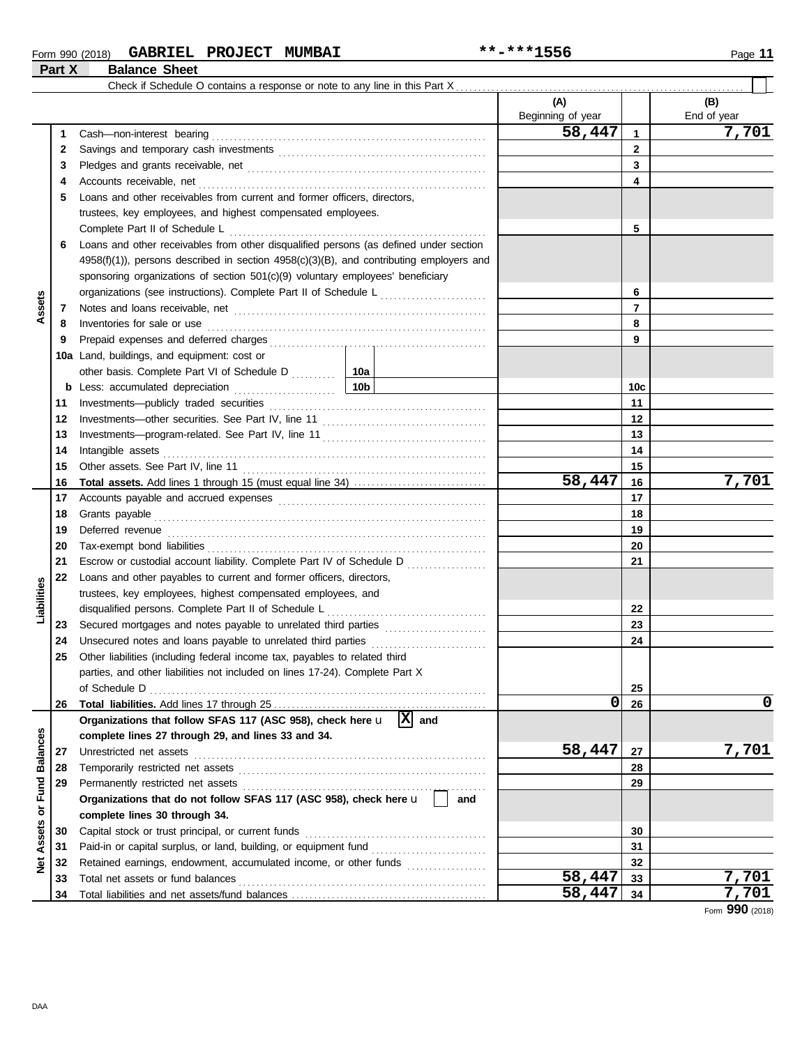Form 990 (2018) **GABRIEL PROJECT MUMBAI** **-***1556

## Part X Balance Sheet

Check if Schedule O contains a response or note to any line in this Part X ☐

| | | | (A) Beginning of year | | (B) End of year |
|---|---|---|---|---|---|
| **Assets** | 1 | Cash—non-interest bearing | 58,447 | 1 | 7,701 |
| | 2 | Savings and temporary cash investments | | 2 | |
| | 3 | Pledges and grants receivable, net | | 3 | |
| | 4 | Accounts receivable, net | | 4 | |
| | 5 | Loans and other receivables from current and former officers, directors, trustees, key employees, and highest compensated employees. Complete Part II of Schedule L | | 5 | |
| | 6 | Loans and other receivables from other disqualified persons (as defined under section 4958(f)(1)), persons described in section 4958(c)(3)(B), and contributing employers and sponsoring organizations of section 501(c)(9) voluntary employees' beneficiary organizations (see instructions). Complete Part II of Schedule L | | 6 | |
| | 7 | Notes and loans receivable, net | | 7 | |
| | 8 | Inventories for sale or use | | 8 | |
| | 9 | Prepaid expenses and deferred charges | | 9 | |
| | 10a | Land, buildings, and equipment: cost or other basis. Complete Part VI of Schedule D — 10a | | | |
| | b | Less: accumulated depreciation — 10b | | 10c | |
| | 11 | Investments—publicly traded securities | | 11 | |
| | 12 | Investments—other securities. See Part IV, line 11 | | 12 | |
| | 13 | Investments—program-related. See Part IV, line 11 | | 13 | |
| | 14 | Intangible assets | | 14 | |
| | 15 | Other assets. See Part IV, line 11 | | 15 | |
| | 16 | **Total assets.** Add lines 1 through 15 (must equal line 34) | 58,447 | 16 | 7,701 |
| **Liabilities** | 17 | Accounts payable and accrued expenses | | 17 | |
| | 18 | Grants payable | | 18 | |
| | 19 | Deferred revenue | | 19 | |
| | 20 | Tax-exempt bond liabilities | | 20 | |
| | 21 | Escrow or custodial account liability. Complete Part IV of Schedule D | | 21 | |
| | 22 | Loans and other payables to current and former officers, directors, trustees, key employees, highest compensated employees, and disqualified persons. Complete Part II of Schedule L | | 22 | |
| | 23 | Secured mortgages and notes payable to unrelated third parties | | 23 | |
| | 24 | Unsecured notes and loans payable to unrelated third parties | | 24 | |
| | 25 | Other liabilities (including federal income tax, payables to related third parties, and other liabilities not included on lines 17-24). Complete Part X of Schedule D | | 25 | |
| | 26 | **Total liabilities.** Add lines 17 through 25 | 0 | 26 | 0 |
| **Net Assets or Fund Balances** | | **Organizations that follow SFAS 117 (ASC 958), check here** ☒ **and complete lines 27 through 29, and lines 33 and 34.** | | | |
| | 27 | Unrestricted net assets | 58,447 | 27 | 7,701 |
| | 28 | Temporarily restricted net assets | | 28 | |
| | 29 | Permanently restricted net assets | | 29 | |
| | | **Organizations that do not follow SFAS 117 (ASC 958), check here** ☐ **and complete lines 30 through 34.** | | | |
| | 30 | Capital stock or trust principal, or current funds | | 30 | |
| | 31 | Paid-in or capital surplus, or land, building, or equipment fund | | 31 | |
| | 32 | Retained earnings, endowment, accumulated income, or other funds | | 32 | |
| | 33 | Total net assets or fund balances | 58,447 | 33 | 7,701 |
| | 34 | Total liabilities and net assets/fund balances | 58,447 | 34 | 7,701 |

Form **990** (2018)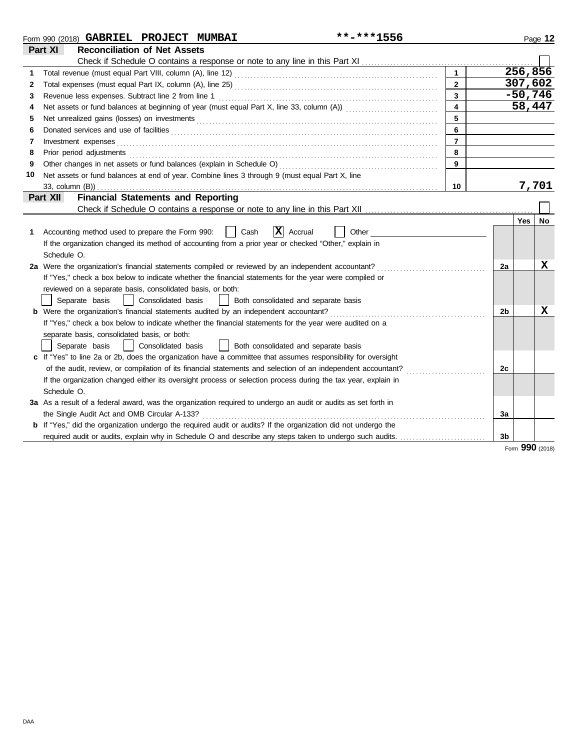Form 990 (2018) **GABRIEL PROJECT MUMBAI** **-***1556

## Part XI — Reconciliation of Net Assets

Check if Schedule O contains a response or note to any line in this Part XI ☐

| | | | |
|---|---|---|---|
| 1 | Total revenue (must equal Part VIII, column (A), line 12) | 1 | 256,856 |
| 2 | Total expenses (must equal Part IX, column (A), line 25) | 2 | 307,602 |
| 3 | Revenue less expenses. Subtract line 2 from line 1 | 3 | -50,746 |
| 4 | Net assets or fund balances at beginning of year (must equal Part X, line 33, column (A)) | 4 | 58,447 |
| 5 | Net unrealized gains (losses) on investments | 5 | |
| 6 | Donated services and use of facilities | 6 | |
| 7 | Investment expenses | 7 | |
| 8 | Prior period adjustments | 8 | |
| 9 | Other changes in net assets or fund balances (explain in Schedule O) | 9 | |
| 10 | Net assets or fund balances at end of year. Combine lines 3 through 9 (must equal Part X, line 33, column (B)) | 10 | 7,701 |

## Part XII — Financial Statements and Reporting

Check if Schedule O contains a response or note to any line in this Part XII ☐

| | | | Yes | No |
|---|---|---|---|---|
| 1 | Accounting method used to prepare the Form 990: ☐ Cash ☒ Accrual ☐ Other ______ <br> If the organization changed its method of accounting from a prior year or checked "Other," explain in Schedule O. | | | |
| 2a | Were the organization's financial statements compiled or reviewed by an independent accountant? <br> If "Yes," check a box below to indicate whether the financial statements for the year were compiled or reviewed on a separate basis, consolidated basis, or both: <br> ☐ Separate basis ☐ Consolidated basis ☐ Both consolidated and separate basis | 2a | | X |
| b | Were the organization's financial statements audited by an independent accountant? <br> If "Yes," check a box below to indicate whether the financial statements for the year were audited on a separate basis, consolidated basis, or both: <br> ☐ Separate basis ☐ Consolidated basis ☐ Both consolidated and separate basis | 2b | | X |
| c | If "Yes" to line 2a or 2b, does the organization have a committee that assumes responsibility for oversight of the audit, review, or compilation of its financial statements and selection of an independent accountant? <br> If the organization changed either its oversight process or selection process during the tax year, explain in Schedule O. | 2c | | |
| 3a | As a result of a federal award, was the organization required to undergo an audit or audits as set forth in the Single Audit Act and OMB Circular A-133? | 3a | | |
| b | If "Yes," did the organization undergo the required audit or audits? If the organization did not undergo the required audit or audits, explain why in Schedule O and describe any steps taken to undergo such audits. | 3b | | |

Form **990** (2018)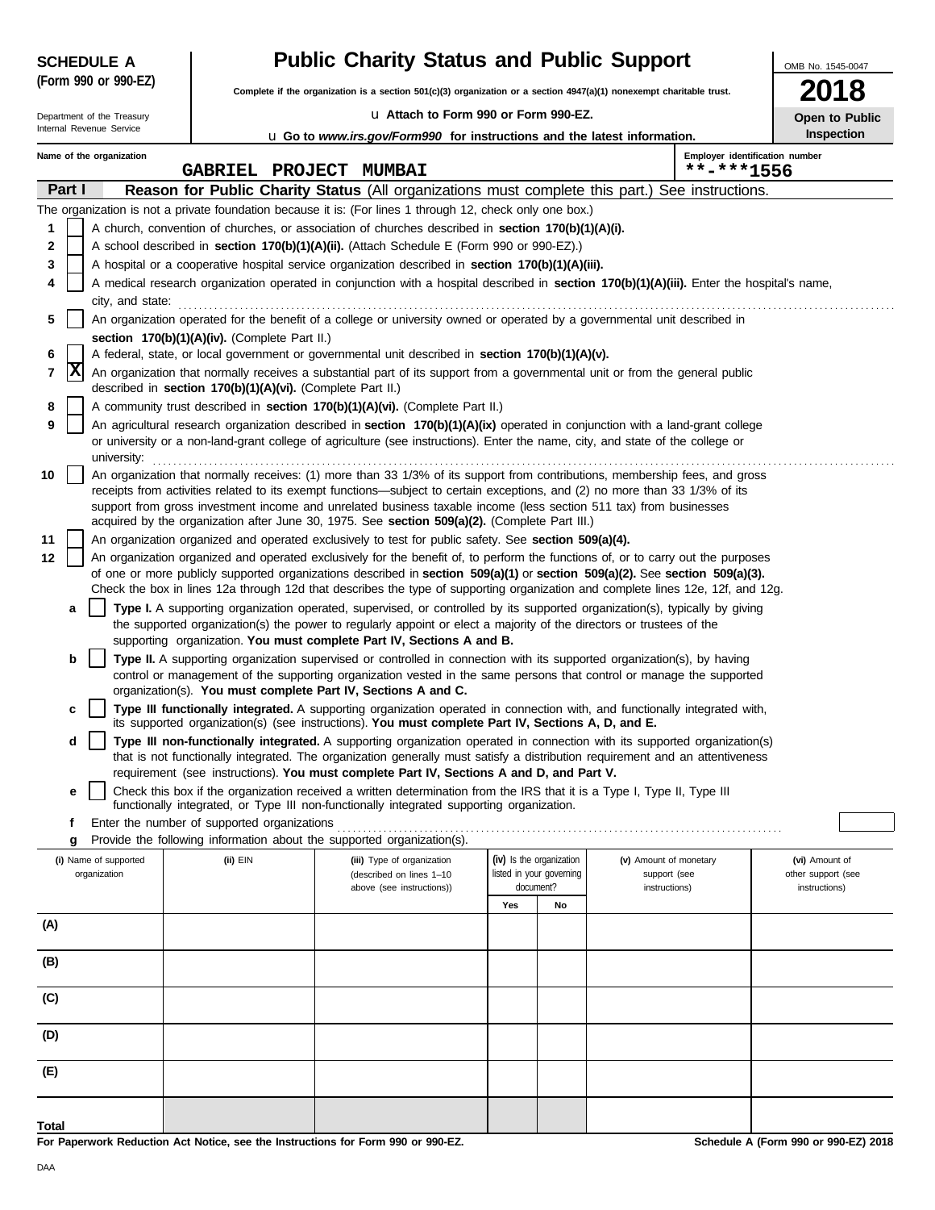**SCHEDULE A**
**(Form 990 or 990-EZ)**

Department of the Treasury
Internal Revenue Service

# Public Charity Status and Public Support

**Complete if the organization is a section 501(c)(3) organization or a section 4947(a)(1) nonexempt charitable trust.**

u **Attach to Form 990 or Form 990-EZ.**

u **Go to *www.irs.gov/Form990* for instructions and the latest information.**

OMB No. 1545-0047

**2018**

**Open to Public Inspection**

Name of the organization: **GABRIEL PROJECT MUMBAI**

Employer identification number: **-*1556

## Part I — Reason for Public Charity Status (All organizations must complete this part.) See instructions.

The organization is not a private foundation because it is: (For lines 1 through 12, check only one box.)

1. [ ] A church, convention of churches, or association of churches described in **section 170(b)(1)(A)(i).**
2. [ ] A school described in **section 170(b)(1)(A)(ii).** (Attach Schedule E (Form 990 or 990-EZ).)
3. [ ] A hospital or a cooperative hospital service organization described in **section 170(b)(1)(A)(iii).**
4. [ ] A medical research organization operated in conjunction with a hospital described in **section 170(b)(1)(A)(iii).** Enter the hospital's name, city, and state:
5. [ ] An organization operated for the benefit of a college or university owned or operated by a governmental unit described in **section 170(b)(1)(A)(iv).** (Complete Part II.)
6. [ ] A federal, state, or local government or governmental unit described in **section 170(b)(1)(A)(v).**
7. [X] An organization that normally receives a substantial part of its support from a governmental unit or from the general public described in **section 170(b)(1)(A)(vi).** (Complete Part II.)
8. [ ] A community trust described in **section 170(b)(1)(A)(vi).** (Complete Part II.)
9. [ ] An agricultural research organization described in **section 170(b)(1)(A)(ix)** operated in conjunction with a land-grant college or university or a non-land-grant college of agriculture (see instructions). Enter the name, city, and state of the college or university:
10. [ ] An organization that normally receives: (1) more than 33 1/3% of its support from contributions, membership fees, and gross receipts from activities related to its exempt functions—subject to certain exceptions, and (2) no more than 33 1/3% of its support from gross investment income and unrelated business taxable income (less section 511 tax) from businesses acquired by the organization after June 30, 1975. See **section 509(a)(2).** (Complete Part III.)
11. [ ] An organization organized and operated exclusively to test for public safety. See **section 509(a)(4).**
12. [ ] An organization organized and operated exclusively for the benefit of, to perform the functions of, or to carry out the purposes of one or more publicly supported organizations described in **section 509(a)(1)** or **section 509(a)(2).** See **section 509(a)(3).** Check the box in lines 12a through 12d that describes the type of supporting organization and complete lines 12e, 12f, and 12g.
   - **a** [ ] **Type I.** A supporting organization operated, supervised, or controlled by its supported organization(s), typically by giving the supported organization(s) the power to regularly appoint or elect a majority of the directors or trustees of the supporting organization. **You must complete Part IV, Sections A and B.**
   - **b** [ ] **Type II.** A supporting organization supervised or controlled in connection with its supported organization(s), by having control or management of the supporting organization vested in the same persons that control or manage the supported organization(s). **You must complete Part IV, Sections A and C.**
   - **c** [ ] **Type III functionally integrated.** A supporting organization operated in connection with, and functionally integrated with, its supported organization(s) (see instructions). **You must complete Part IV, Sections A, D, and E.**
   - **d** [ ] **Type III non-functionally integrated.** A supporting organization operated in connection with its supported organization(s) that is not functionally integrated. The organization generally must satisfy a distribution requirement and an attentiveness requirement (see instructions). **You must complete Part IV, Sections A and D, and Part V.**
   - **e** [ ] Check this box if the organization received a written determination from the IRS that it is a Type I, Type II, Type III functionally integrated, or Type III non-functionally integrated supporting organization.
   - **f** Enter the number of supported organizations
   - **g** Provide the following information about the supported organization(s).

| (i) Name of supported organization | (ii) EIN | (iii) Type of organization (described on lines 1–10 above (see instructions)) | (iv) Is the organization listed in your governing document? | | (v) Amount of monetary support (see instructions) | (vi) Amount of other support (see instructions) |
|---|---|---|---|---|---|---|
| | | | Yes | No | | |
| (A) | | | | | | |
| (B) | | | | | | |
| (C) | | | | | | |
| (D) | | | | | | |
| (E) | | | | | | |
| Total | | | | | | |

**For Paperwork Reduction Act Notice, see the Instructions for Form 990 or 990-EZ.**

**Schedule A (Form 990 or 990-EZ) 2018**

DAA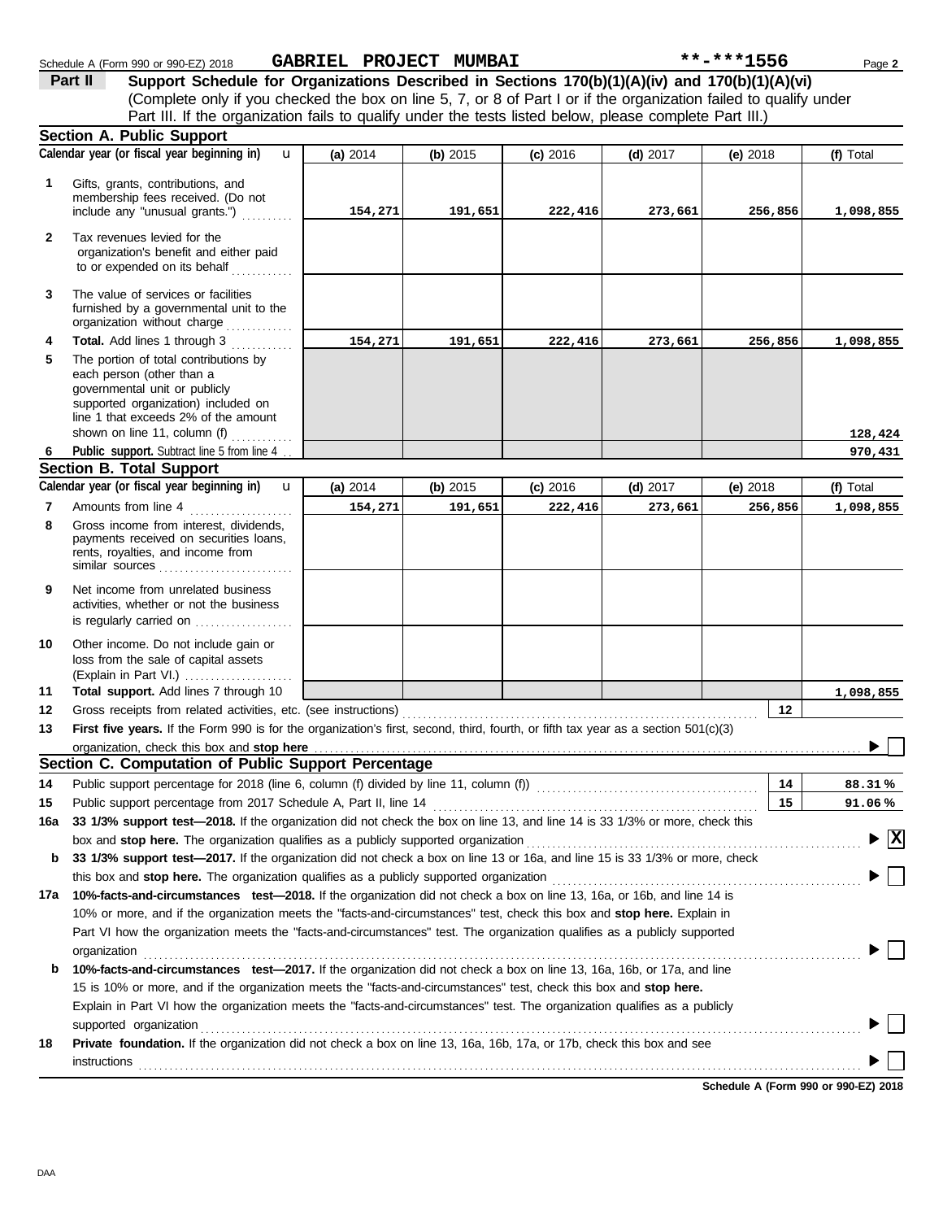Schedule A (Form 990 or 990-EZ) 2018 **GABRIEL PROJECT MUMBAI** **-***1556 Page **2**

## Part II Support Schedule for Organizations Described in Sections 170(b)(1)(A)(iv) and 170(b)(1)(A)(vi)

(Complete only if you checked the box on line 5, 7, or 8 of Part I or if the organization failed to qualify under Part III. If the organization fails to qualify under the tests listed below, please complete Part III.)

### Section A. Public Support

| Calendar year (or fiscal year beginning in) u | (a) 2014 | (b) 2015 | (c) 2016 | (d) 2017 | (e) 2018 | (f) Total |
|---|---|---|---|---|---|---|
| **1** Gifts, grants, contributions, and membership fees received. (Do not include any "unusual grants.") | 154,271 | 191,651 | 222,416 | 273,661 | 256,856 | 1,098,855 |
| **2** Tax revenues levied for the organization's benefit and either paid to or expended on its behalf | | | | | | |
| **3** The value of services or facilities furnished by a governmental unit to the organization without charge | | | | | | |
| **4** **Total.** Add lines 1 through 3 | 154,271 | 191,651 | 222,416 | 273,661 | 256,856 | 1,098,855 |
| **5** The portion of total contributions by each person (other than a governmental unit or publicly supported organization) included on line 1 that exceeds 2% of the amount shown on line 11, column (f) | | | | | | 128,424 |
| **6** **Public support.** Subtract line 5 from line 4 | | | | | | 970,431 |

### Section B. Total Support

| Calendar year (or fiscal year beginning in) u | (a) 2014 | (b) 2015 | (c) 2016 | (d) 2017 | (e) 2018 | (f) Total |
|---|---|---|---|---|---|---|
| **7** Amounts from line 4 | 154,271 | 191,651 | 222,416 | 273,661 | 256,856 | 1,098,855 |
| **8** Gross income from interest, dividends, payments received on securities loans, rents, royalties, and income from similar sources | | | | | | |
| **9** Net income from unrelated business activities, whether or not the business is regularly carried on | | | | | | |
| **10** Other income. Do not include gain or loss from the sale of capital assets (Explain in Part VI.) | | | | | | |
| **11** **Total support.** Add lines 7 through 10 | | | | | | 1,098,855 |

**12** Gross receipts from related activities, etc. (see instructions) **12**

**13** **First five years.** If the Form 990 is for the organization's first, second, third, fourth, or fifth tax year as a section 501(c)(3) organization, check this box and **stop here** ▶ ☐

### Section C. Computation of Public Support Percentage

**14** Public support percentage for 2018 (line 6, column (f) divided by line 11, column (f)) **14** **88.31 %**

**15** Public support percentage from 2017 Schedule A, Part II, line 14 **15** **91.06 %**

**16a** **33 1/3% support test—2018.** If the organization did not check the box on line 13, and line 14 is 33 1/3% or more, check this box and **stop here.** The organization qualifies as a publicly supported organization ▶ ☒

**b** **33 1/3% support test—2017.** If the organization did not check a box on line 13 or 16a, and line 15 is 33 1/3% or more, check this box and **stop here.** The organization qualifies as a publicly supported organization ▶ ☐

**17a** **10%-facts-and-circumstances test—2018.** If the organization did not check a box on line 13, 16a, or 16b, and line 14 is 10% or more, and if the organization meets the "facts-and-circumstances" test, check this box and **stop here.** Explain in Part VI how the organization meets the "facts-and-circumstances" test. The organization qualifies as a publicly supported organization ▶ ☐

**b** **10%-facts-and-circumstances test—2017.** If the organization did not check a box on line 13, 16a, 16b, or 17a, and line 15 is 10% or more, and if the organization meets the "facts-and-circumstances" test, check this box and **stop here.** Explain in Part VI how the organization meets the "facts-and-circumstances" test. The organization qualifies as a publicly supported organization ▶ ☐

**18** **Private foundation.** If the organization did not check a box on line 13, 16a, 16b, 17a, or 17b, check this box and see instructions ▶ ☐

**Schedule A (Form 990 or 990-EZ) 2018**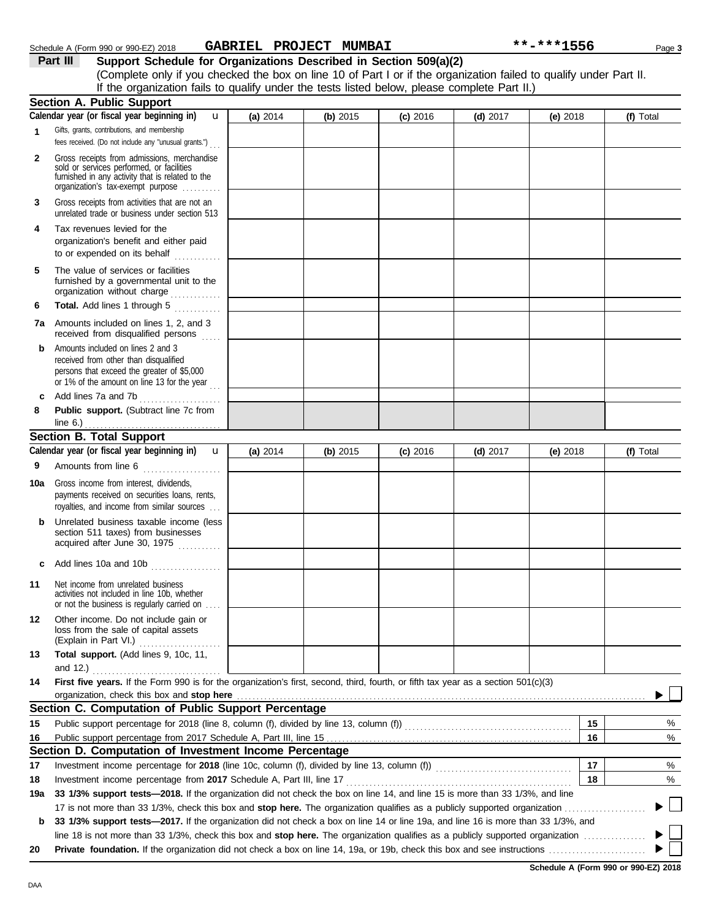Schedule A (Form 990 or 990-EZ) 2018 **GABRIEL PROJECT MUMBAI** **-***1556

## Part III Support Schedule for Organizations Described in Section 509(a)(2)

(Complete only if you checked the box on line 10 of Part I or if the organization failed to qualify under Part II. If the organization fails to qualify under the tests listed below, please complete Part II.)

### Section A. Public Support

| Calendar year (or fiscal year beginning in) | (a) 2014 | (b) 2015 | (c) 2016 | (d) 2017 | (e) 2018 | (f) Total |
|---|---|---|---|---|---|---|
| **1** Gifts, grants, contributions, and membership fees received. (Do not include any "unusual grants.") | | | | | | |
| **2** Gross receipts from admissions, merchandise sold or services performed, or facilities furnished in any activity that is related to the organization's tax-exempt purpose | | | | | | |
| **3** Gross receipts from activities that are not an unrelated trade or business under section 513 | | | | | | |
| **4** Tax revenues levied for the organization's benefit and either paid to or expended on its behalf | | | | | | |
| **5** The value of services or facilities furnished by a governmental unit to the organization without charge | | | | | | |
| **6** **Total.** Add lines 1 through 5 | | | | | | |
| **7a** Amounts included on lines 1, 2, and 3 received from disqualified persons | | | | | | |
| **b** Amounts included on lines 2 and 3 received from other than disqualified persons that exceed the greater of $5,000 or 1% of the amount on line 13 for the year | | | | | | |
| **c** Add lines 7a and 7b | | | | | | |
| **8** **Public support.** (Subtract line 7c from line 6.) | | | | | | |

### Section B. Total Support

| Calendar year (or fiscal year beginning in) | (a) 2014 | (b) 2015 | (c) 2016 | (d) 2017 | (e) 2018 | (f) Total |
|---|---|---|---|---|---|---|
| **9** Amounts from line 6 | | | | | | |
| **10a** Gross income from interest, dividends, payments received on securities loans, rents, royalties, and income from similar sources | | | | | | |
| **b** Unrelated business taxable income (less section 511 taxes) from businesses acquired after June 30, 1975 | | | | | | |
| **c** Add lines 10a and 10b | | | | | | |
| **11** Net income from unrelated business activities not included in line 10b, whether or not the business is regularly carried on | | | | | | |
| **12** Other income. Do not include gain or loss from the sale of capital assets (Explain in Part VI.) | | | | | | |
| **13** **Total support.** (Add lines 9, 10c, 11, and 12.) | | | | | | |

**14** **First five years.** If the Form 990 is for the organization's first, second, third, fourth, or fifth tax year as a section 501(c)(3) organization, check this box and **stop here** ▶ ☐

### Section C. Computation of Public Support Percentage

| | | | |
|---|---|---|---|
| **15** | Public support percentage for 2018 (line 8, column (f), divided by line 13, column (f)) | 15 | % |
| **16** | Public support percentage from 2017 Schedule A, Part III, line 15 | 16 | % |

### Section D. Computation of Investment Income Percentage

| | | | |
|---|---|---|---|
| **17** | Investment income percentage for **2018** (line 10c, column (f), divided by line 13, column (f)) | 17 | % |
| **18** | Investment income percentage from **2017** Schedule A, Part III, line 17 | 18 | % |

**19a** **33 1/3% support tests—2018.** If the organization did not check the box on line 14, and line 15 is more than 33 1/3%, and line 17 is not more than 33 1/3%, check this box and **stop here.** The organization qualifies as a publicly supported organization ▶ ☐

**b** **33 1/3% support tests—2017.** If the organization did not check a box on line 14 or line 19a, and line 16 is more than 33 1/3%, and line 18 is not more than 33 1/3%, check this box and **stop here.** The organization qualifies as a publicly supported organization ▶ ☐

**20** **Private foundation.** If the organization did not check a box on line 14, 19a, or 19b, check this box and see instructions ▶ ☐

**Schedule A (Form 990 or 990-EZ) 2018**

DAA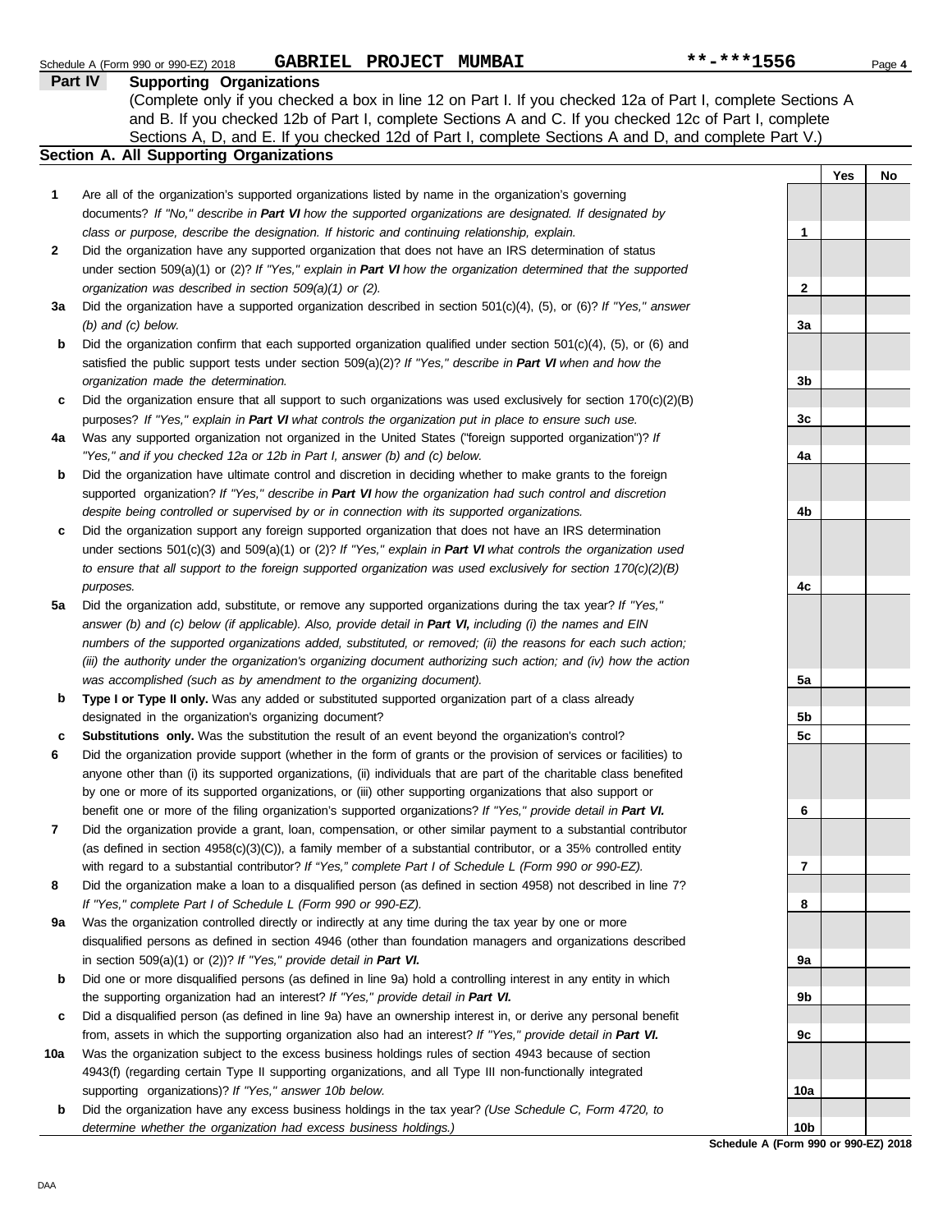Schedule A (Form 990 or 990-EZ) 2018 GABRIEL PROJECT MUMBAI **-***1556

## Part IV Supporting Organizations

(Complete only if you checked a box in line 12 on Part I. If you checked 12a of Part I, complete Sections A and B. If you checked 12b of Part I, complete Sections A and C. If you checked 12c of Part I, complete Sections A, D, and E. If you checked 12d of Part I, complete Sections A and D, and complete Part V.)

### Section A. All Supporting Organizations

| | | | Yes | No |
|---|---|---|---|---|
| **1** | Are all of the organization's supported organizations listed by name in the organization's governing documents? *If "No," describe in **Part VI** how the supported organizations are designated. If designated by class or purpose, describe the designation. If historic and continuing relationship, explain.* | **1** | | |
| **2** | Did the organization have any supported organization that does not have an IRS determination of status under section 509(a)(1) or (2)? *If "Yes," explain in **Part VI** how the organization determined that the supported organization was described in section 509(a)(1) or (2).* | **2** | | |
| **3a** | Did the organization have a supported organization described in section 501(c)(4), (5), or (6)? *If "Yes," answer (b) and (c) below.* | **3a** | | |
| **b** | Did the organization confirm that each supported organization qualified under section 501(c)(4), (5), or (6) and satisfied the public support tests under section 509(a)(2)? *If "Yes," describe in **Part VI** when and how the organization made the determination.* | **3b** | | |
| **c** | Did the organization ensure that all support to such organizations was used exclusively for section 170(c)(2)(B) purposes? *If "Yes," explain in **Part VI** what controls the organization put in place to ensure such use.* | **3c** | | |
| **4a** | Was any supported organization not organized in the United States ("foreign supported organization")? *If "Yes," and if you checked 12a or 12b in Part I, answer (b) and (c) below.* | **4a** | | |
| **b** | Did the organization have ultimate control and discretion in deciding whether to make grants to the foreign supported organization? *If "Yes," describe in **Part VI** how the organization had such control and discretion despite being controlled or supervised by or in connection with its supported organizations.* | **4b** | | |
| **c** | Did the organization support any foreign supported organization that does not have an IRS determination under sections 501(c)(3) and 509(a)(1) or (2)? *If "Yes," explain in **Part VI** what controls the organization used to ensure that all support to the foreign supported organization was used exclusively for section 170(c)(2)(B) purposes.* | **4c** | | |
| **5a** | Did the organization add, substitute, or remove any supported organizations during the tax year? *If "Yes," answer (b) and (c) below (if applicable). Also, provide detail in **Part VI,** including (i) the names and EIN numbers of the supported organizations added, substituted, or removed; (ii) the reasons for each such action; (iii) the authority under the organization's organizing document authorizing such action; and (iv) how the action was accomplished (such as by amendment to the organizing document).* | **5a** | | |
| **b** | **Type I or Type II only.** Was any added or substituted supported organization part of a class already designated in the organization's organizing document? | **5b** | | |
| **c** | **Substitutions only.** Was the substitution the result of an event beyond the organization's control? | **5c** | | |
| **6** | Did the organization provide support (whether in the form of grants or the provision of services or facilities) to anyone other than (i) its supported organizations, (ii) individuals that are part of the charitable class benefited by one or more of its supported organizations, or (iii) other supporting organizations that also support or benefit one or more of the filing organization's supported organizations? *If "Yes," provide detail in **Part VI.*** | **6** | | |
| **7** | Did the organization provide a grant, loan, compensation, or other similar payment to a substantial contributor (as defined in section 4958(c)(3)(C)), a family member of a substantial contributor, or a 35% controlled entity with regard to a substantial contributor? *If "Yes," complete Part I of Schedule L (Form 990 or 990-EZ).* | **7** | | |
| **8** | Did the organization make a loan to a disqualified person (as defined in section 4958) not described in line 7? *If "Yes," complete Part I of Schedule L (Form 990 or 990-EZ).* | **8** | | |
| **9a** | Was the organization controlled directly or indirectly at any time during the tax year by one or more disqualified persons as defined in section 4946 (other than foundation managers and organizations described in section 509(a)(1) or (2))? *If "Yes," provide detail in **Part VI.*** | **9a** | | |
| **b** | Did one or more disqualified persons (as defined in line 9a) hold a controlling interest in any entity in which the supporting organization had an interest? *If "Yes," provide detail in **Part VI.*** | **9b** | | |
| **c** | Did a disqualified person (as defined in line 9a) have an ownership interest in, or derive any personal benefit from, assets in which the supporting organization also had an interest? *If "Yes," provide detail in **Part VI.*** | **9c** | | |
| **10a** | Was the organization subject to the excess business holdings rules of section 4943 because of section 4943(f) (regarding certain Type II supporting organizations, and all Type III non-functionally integrated supporting organizations)? *If "Yes," answer 10b below.* | **10a** | | |
| **b** | Did the organization have any excess business holdings in the tax year? *(Use Schedule C, Form 4720, to determine whether the organization had excess business holdings.)* | **10b** | | |

**Schedule A (Form 990 or 990-EZ) 2018**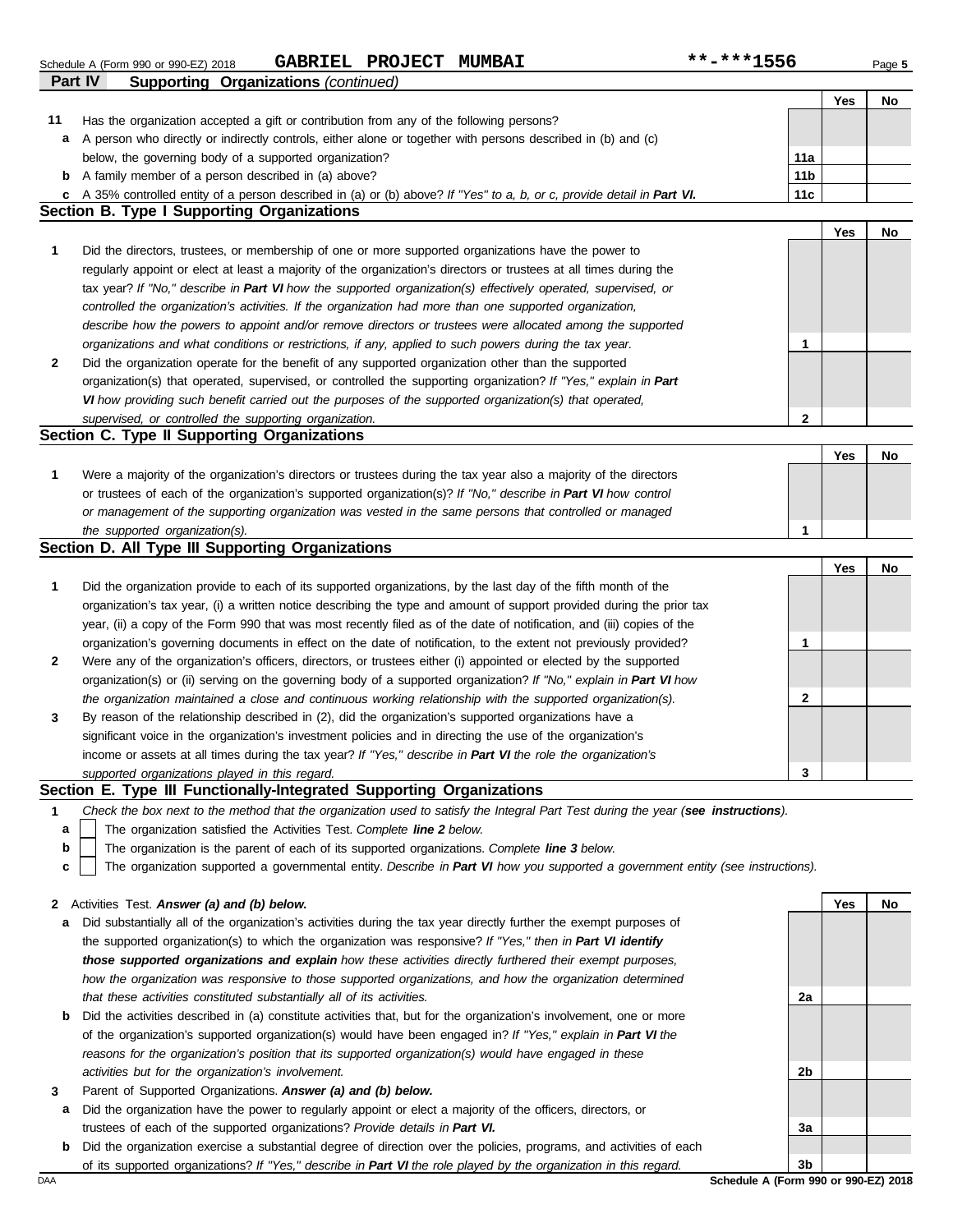Schedule A (Form 990 or 990-EZ) 2018 **GABRIEL PROJECT MUMBAI** **-***1556 Page **5**

**Part IV Supporting Organizations** *(continued)*

| | | | Yes | No |
|---|---|---|---|---|
| **11** | Has the organization accepted a gift or contribution from any of the following persons? | | | |
| **a** | A person who directly or indirectly controls, either alone or together with persons described in (b) and (c) below, the governing body of a supported organization? | **11a** | | |
| **b** | A family member of a person described in (a) above? | **11b** | | |
| **c** | A 35% controlled entity of a person described in (a) or (b) above? *If "Yes" to a, b, or c, provide detail in* ***Part VI.*** | **11c** | | |

## Section B. Type I Supporting Organizations

| | | | Yes | No |
|---|---|---|---|---|
| **1** | Did the directors, trustees, or membership of one or more supported organizations have the power to regularly appoint or elect at least a majority of the organization's directors or trustees at all times during the tax year? *If "No," describe in* ***Part VI*** *how the supported organization(s) effectively operated, supervised, or controlled the organization's activities. If the organization had more than one supported organization, describe how the powers to appoint and/or remove directors or trustees were allocated among the supported organizations and what conditions or restrictions, if any, applied to such powers during the tax year.* | **1** | | |
| **2** | Did the organization operate for the benefit of any supported organization other than the supported organization(s) that operated, supervised, or controlled the supporting organization? *If "Yes," explain in* ***Part VI*** *how providing such benefit carried out the purposes of the supported organization(s) that operated, supervised, or controlled the supporting organization.* | **2** | | |

## Section C. Type II Supporting Organizations

| | | | Yes | No |
|---|---|---|---|---|
| **1** | Were a majority of the organization's directors or trustees during the tax year also a majority of the directors or trustees of each of the organization's supported organization(s)? *If "No," describe in* ***Part VI*** *how control or management of the supporting organization was vested in the same persons that controlled or managed the supported organization(s).* | **1** | | |

## Section D. All Type III Supporting Organizations

| | | | Yes | No |
|---|---|---|---|---|
| **1** | Did the organization provide to each of its supported organizations, by the last day of the fifth month of the organization's tax year, (i) a written notice describing the type and amount of support provided during the prior tax year, (ii) a copy of the Form 990 that was most recently filed as of the date of notification, and (iii) copies of the organization's governing documents in effect on the date of notification, to the extent not previously provided? | **1** | | |
| **2** | Were any of the organization's officers, directors, or trustees either (i) appointed or elected by the supported organization(s) or (ii) serving on the governing body of a supported organization? *If "No," explain in* ***Part VI*** *how the organization maintained a close and continuous working relationship with the supported organization(s).* | **2** | | |
| **3** | By reason of the relationship described in (2), did the organization's supported organizations have a significant voice in the organization's investment policies and in directing the use of the organization's income or assets at all times during the tax year? *If "Yes," describe in* ***Part VI*** *the role the organization's supported organizations played in this regard.* | **3** | | |

## Section E. Type III Functionally-Integrated Supporting Organizations

**1** *Check the box next to the method that the organization used to satisfy the Integral Part Test during the year (**see instructions**).*

- **a** ☐ The organization satisfied the Activities Test. *Complete* ***line 2*** *below.*
- **b** ☐ The organization is the parent of each of its supported organizations. *Complete* ***line 3*** *below.*
- **c** ☐ The organization supported a governmental entity. *Describe in* ***Part VI*** *how you supported a government entity (see instructions).*

| | | | Yes | No |
|---|---|---|---|---|
| **2** | Activities Test. ***Answer (a) and (b) below.*** | | | |
| **a** | Did substantially all of the organization's activities during the tax year directly further the exempt purposes of the supported organization(s) to which the organization was responsive? *If "Yes," then in* ***Part VI identify those supported organizations and explain*** *how these activities directly furthered their exempt purposes, how the organization was responsive to those supported organizations, and how the organization determined that these activities constituted substantially all of its activities.* | **2a** | | |
| **b** | Did the activities described in (a) constitute activities that, but for the organization's involvement, one or more of the organization's supported organization(s) would have been engaged in? *If "Yes," explain in* ***Part VI*** *the reasons for the organization's position that its supported organization(s) would have engaged in these activities but for the organization's involvement.* | **2b** | | |
| **3** | Parent of Supported Organizations. ***Answer (a) and (b) below.*** | | | |
| **a** | Did the organization have the power to regularly appoint or elect a majority of the officers, directors, or trustees of each of the supported organizations? *Provide details in* ***Part VI.*** | **3a** | | |
| **b** | Did the organization exercise a substantial degree of direction over the policies, programs, and activities of each of its supported organizations? *If "Yes," describe in* ***Part VI*** *the role played by the organization in this regard.* | **3b** | | |

DAA **Schedule A (Form 990 or 990-EZ) 2018**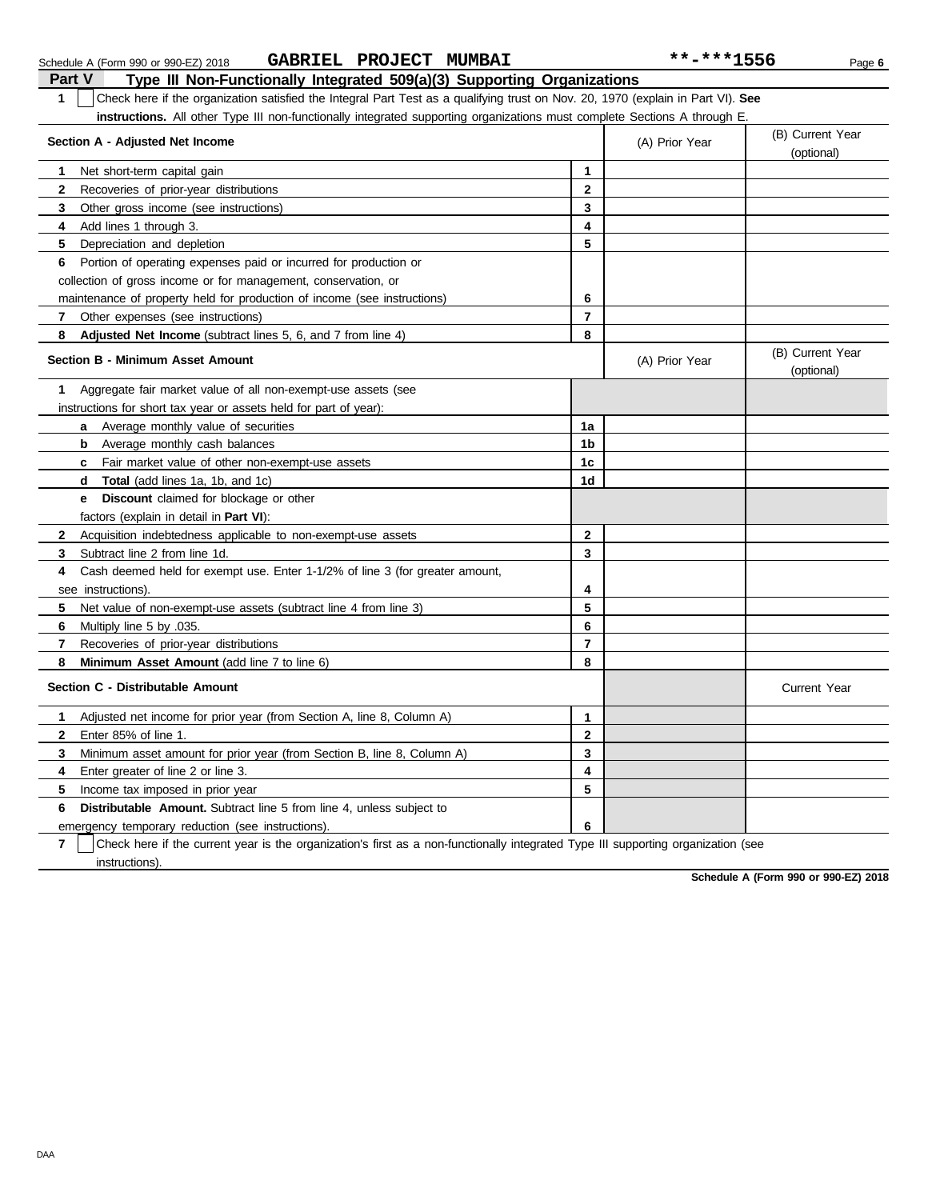Schedule A (Form 990 or 990-EZ) 2018 GABRIEL PROJECT MUMBAI **-***1556

## Part V Type III Non-Functionally Integrated 509(a)(3) Supporting Organizations

**1** ☐ Check here if the organization satisfied the Integral Part Test as a qualifying trust on Nov. 20, 1970 (explain in Part VI). **See instructions.** All other Type III non-functionally integrated supporting organizations must complete Sections A through E.

| Section A - Adjusted Net Income | | (A) Prior Year | (B) Current Year (optional) |
|---|---|---|---|
| **1** Net short-term capital gain | 1 | | |
| **2** Recoveries of prior-year distributions | 2 | | |
| **3** Other gross income (see instructions) | 3 | | |
| **4** Add lines 1 through 3. | 4 | | |
| **5** Depreciation and depletion | 5 | | |
| **6** Portion of operating expenses paid or incurred for production or collection of gross income or for management, conservation, or maintenance of property held for production of income (see instructions) | 6 | | |
| **7** Other expenses (see instructions) | 7 | | |
| **8** **Adjusted Net Income** (subtract lines 5, 6, and 7 from line 4) | 8 | | |

| Section B - Minimum Asset Amount | | (A) Prior Year | (B) Current Year (optional) |
|---|---|---|---|
| **1** Aggregate fair market value of all non-exempt-use assets (see instructions for short tax year or assets held for part of year): | | | |
| **a** Average monthly value of securities | 1a | | |
| **b** Average monthly cash balances | 1b | | |
| **c** Fair market value of other non-exempt-use assets | 1c | | |
| **d** **Total** (add lines 1a, 1b, and 1c) | 1d | | |
| **e** **Discount** claimed for blockage or other factors (explain in detail in **Part VI**): | | | |
| **2** Acquisition indebtedness applicable to non-exempt-use assets | 2 | | |
| **3** Subtract line 2 from line 1d. | 3 | | |
| **4** Cash deemed held for exempt use. Enter 1-1/2% of line 3 (for greater amount, see instructions). | 4 | | |
| **5** Net value of non-exempt-use assets (subtract line 4 from line 3) | 5 | | |
| **6** Multiply line 5 by .035. | 6 | | |
| **7** Recoveries of prior-year distributions | 7 | | |
| **8** **Minimum Asset Amount** (add line 7 to line 6) | 8 | | |

| Section C - Distributable Amount | | | Current Year |
|---|---|---|---|
| **1** Adjusted net income for prior year (from Section A, line 8, Column A) | 1 | | |
| **2** Enter 85% of line 1. | 2 | | |
| **3** Minimum asset amount for prior year (from Section B, line 8, Column A) | 3 | | |
| **4** Enter greater of line 2 or line 3. | 4 | | |
| **5** Income tax imposed in prior year | 5 | | |
| **6** **Distributable Amount.** Subtract line 5 from line 4, unless subject to emergency temporary reduction (see instructions). | 6 | | |

**7** ☐ Check here if the current year is the organization's first as a non-functionally integrated Type III supporting organization (see instructions).

**Schedule A (Form 990 or 990-EZ) 2018**

DAA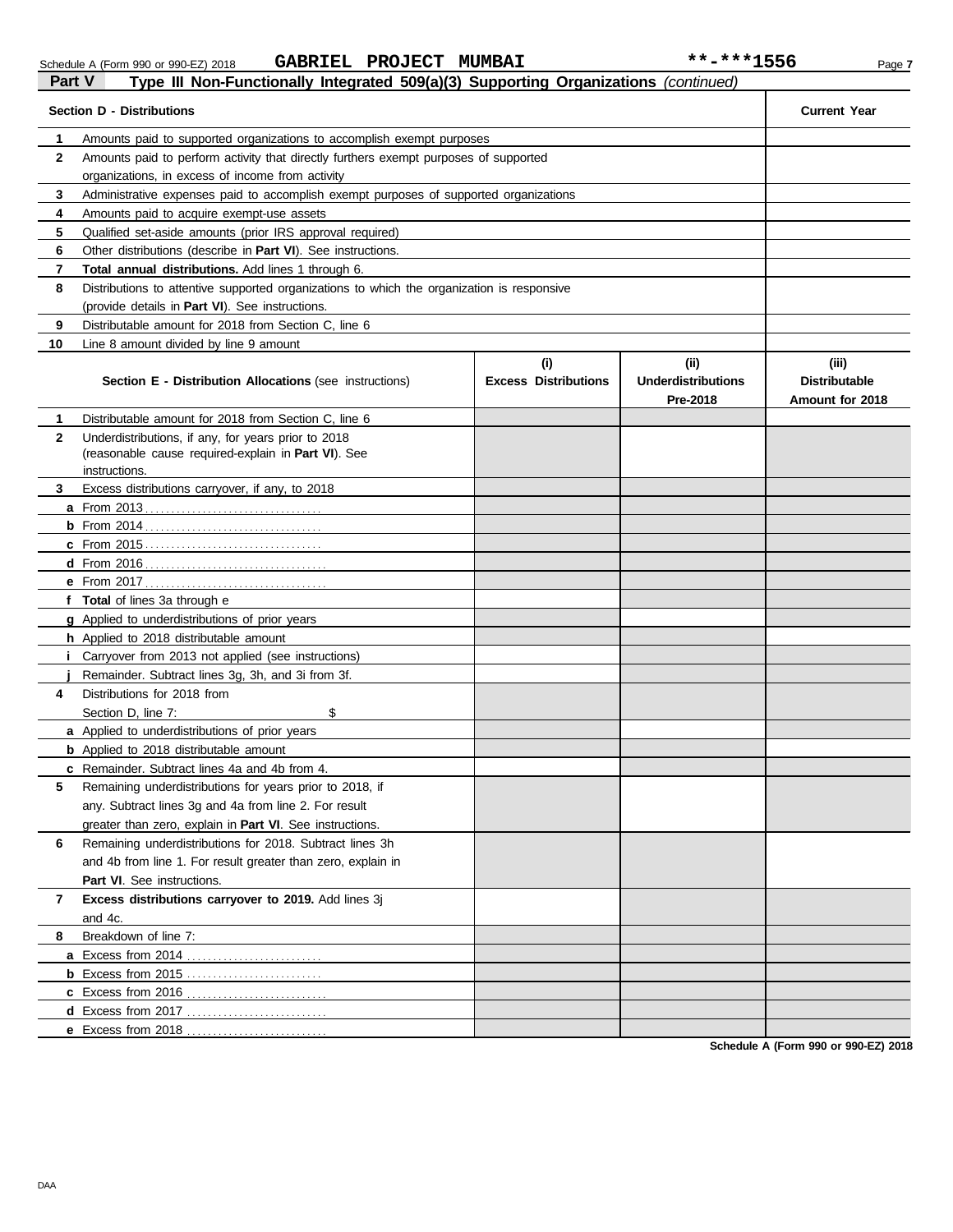Schedule A (Form 990 or 990-EZ) 2018 **GABRIEL PROJECT MUMBAI** **-***1556

## Part V Type III Non-Functionally Integrated 509(a)(3) Supporting Organizations *(continued)*

| Section D - Distributions | | Current Year |
|---|---|---|
| 1 | Amounts paid to supported organizations to accomplish exempt purposes | |
| 2 | Amounts paid to perform activity that directly furthers exempt purposes of supported organizations, in excess of income from activity | |
| 3 | Administrative expenses paid to accomplish exempt purposes of supported organizations | |
| 4 | Amounts paid to acquire exempt-use assets | |
| 5 | Qualified set-aside amounts (prior IRS approval required) | |
| 6 | Other distributions (describe in **Part VI**). See instructions. | |
| 7 | **Total annual distributions.** Add lines 1 through 6. | |
| 8 | Distributions to attentive supported organizations to which the organization is responsive (provide details in **Part VI**). See instructions. | |
| 9 | Distributable amount for 2018 from Section C, line 6 | |
| 10 | Line 8 amount divided by line 9 amount | |

| | **Section E - Distribution Allocations** (see instructions) | (i) Excess Distributions | (ii) Underdistributions Pre-2018 | (iii) Distributable Amount for 2018 |
|---|---|---|---|---|
| 1 | Distributable amount for 2018 from Section C, line 6 | | | |
| 2 | Underdistributions, if any, for years prior to 2018 (reasonable cause required-explain in **Part VI**). See instructions. | | | |
| 3 | Excess distributions carryover, if any, to 2018 | | | |
| a | From 2013 | | | |
| b | From 2014 | | | |
| c | From 2015 | | | |
| d | From 2016 | | | |
| e | From 2017 | | | |
| f | **Total** of lines 3a through e | | | |
| g | Applied to underdistributions of prior years | | | |
| h | Applied to 2018 distributable amount | | | |
| i | Carryover from 2013 not applied (see instructions) | | | |
| j | Remainder. Subtract lines 3g, 3h, and 3i from 3f. | | | |
| 4 | Distributions for 2018 from Section D, line 7: $ | | | |
| a | Applied to underdistributions of prior years | | | |
| b | Applied to 2018 distributable amount | | | |
| c | Remainder. Subtract lines 4a and 4b from 4. | | | |
| 5 | Remaining underdistributions for years prior to 2018, if any. Subtract lines 3g and 4a from line 2. For result greater than zero, explain in **Part VI**. See instructions. | | | |
| 6 | Remaining underdistributions for 2018. Subtract lines 3h and 4b from line 1. For result greater than zero, explain in **Part VI**. See instructions. | | | |
| 7 | **Excess distributions carryover to 2019.** Add lines 3j and 4c. | | | |
| 8 | Breakdown of line 7: | | | |
| a | Excess from 2014 | | | |
| b | Excess from 2015 | | | |
| c | Excess from 2016 | | | |
| d | Excess from 2017 | | | |
| e | Excess from 2018 | | | |

**Schedule A (Form 990 or 990-EZ) 2018**

DAA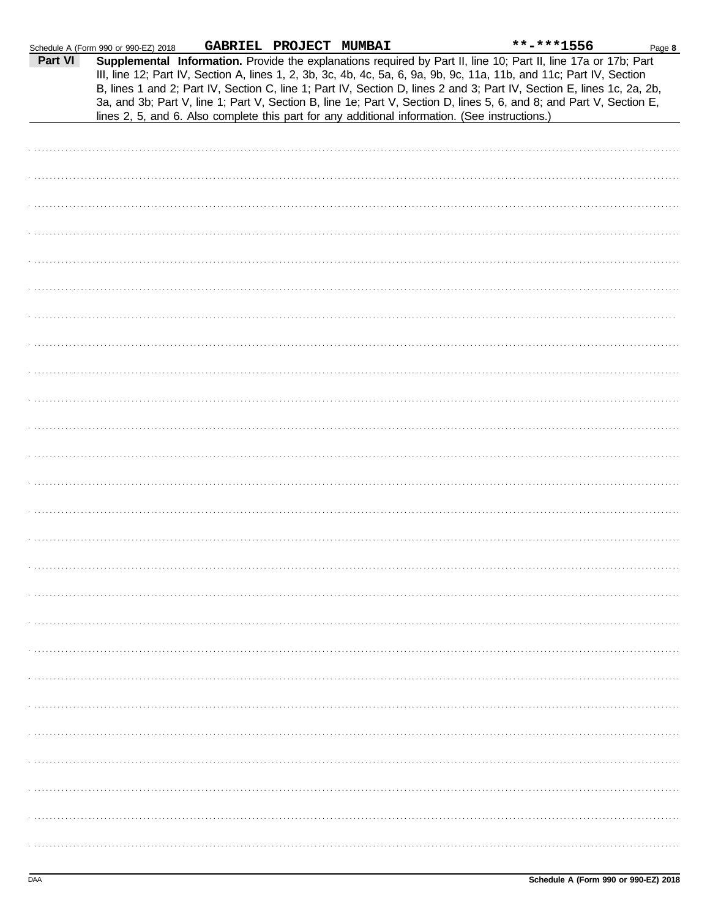Schedule A (Form 990 or 990-EZ) 2018 GABRIEL PROJECT MUMBAI **-***1556

**Part VI** **Supplemental Information.** Provide the explanations required by Part II, line 10; Part II, line 17a or 17b; Part III, line 12; Part IV, Section A, lines 1, 2, 3b, 3c, 4b, 4c, 5a, 6, 9a, 9b, 9c, 11a, 11b, and 11c; Part IV, Section B, lines 1 and 2; Part IV, Section C, line 1; Part IV, Section D, lines 2 and 3; Part IV, Section E, lines 1c, 2a, 2b, 3a, and 3b; Part V, line 1; Part V, Section B, line 1e; Part V, Section D, lines 5, 6, and 8; and Part V, Section E, lines 2, 5, and 6. Also complete this part for any additional information. (See instructions.)

DAA Schedule A (Form 990 or 990-EZ) 2018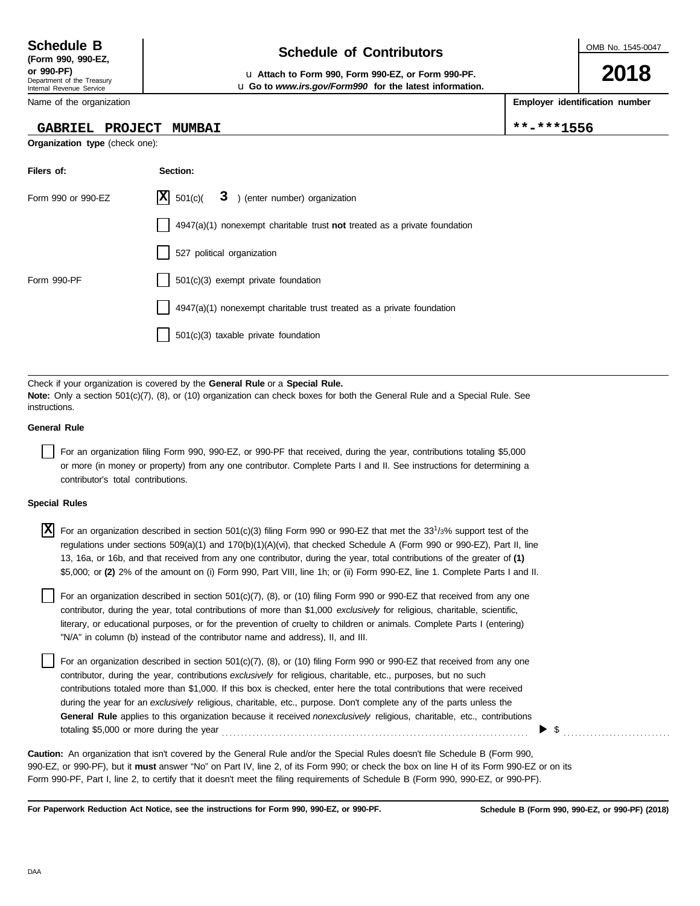**Schedule B**
**(Form 990, 990-EZ, or 990-PF)**
Department of the Treasury
Internal Revenue Service

# Schedule of Contributors

u **Attach to Form 990, Form 990-EZ, or Form 990-PF.**
u **Go to *www.irs.gov/Form990* for the latest information.**

OMB No. 1545-0047

**2018**

| Name of the organization | Employer identification number |
|---|---|
| GABRIEL PROJECT MUMBAI | **-***1556 |

**Organization type** (check one):

| Filers of: | Section: |
|---|---|
| Form 990 or 990-EZ | [X] 501(c)( **3** ) (enter number) organization |
| | [ ] 4947(a)(1) nonexempt charitable trust **not** treated as a private foundation |
| | [ ] 527 political organization |
| Form 990-PF | [ ] 501(c)(3) exempt private foundation |
| | [ ] 4947(a)(1) nonexempt charitable trust treated as a private foundation |
| | [ ] 501(c)(3) taxable private foundation |

Check if your organization is covered by the **General Rule** or a **Special Rule.**
**Note:** Only a section 501(c)(7), (8), or (10) organization can check boxes for both the General Rule and a Special Rule. See instructions.

**General Rule**

[ ] For an organization filing Form 990, 990-EZ, or 990-PF that received, during the year, contributions totaling $5,000 or more (in money or property) from any one contributor. Complete Parts I and II. See instructions for determining a contributor's total contributions.

**Special Rules**

[X] For an organization described in section 501(c)(3) filing Form 990 or 990-EZ that met the $33^{1}/_{3}$% support test of the regulations under sections 509(a)(1) and 170(b)(1)(A)(vi), that checked Schedule A (Form 990 or 990-EZ), Part II, line 13, 16a, or 16b, and that received from any one contributor, during the year, total contributions of the greater of **(1)** $5,000; or **(2)** 2% of the amount on (i) Form 990, Part VIII, line 1h; or (ii) Form 990-EZ, line 1. Complete Parts I and II.

[ ] For an organization described in section 501(c)(7), (8), or (10) filing Form 990 or 990-EZ that received from any one contributor, during the year, total contributions of more than $1,000 *exclusively* for religious, charitable, scientific, literary, or educational purposes, or for the prevention of cruelty to children or animals. Complete Parts I (entering) "N/A" in column (b) instead of the contributor name and address), II, and III.

[ ] For an organization described in section 501(c)(7), (8), or (10) filing Form 990 or 990-EZ that received from any one contributor, during the year, contributions *exclusively* for religious, charitable, etc., purposes, but no such contributions totaled more than $1,000. If this box is checked, enter here the total contributions that were received during the year for an *exclusively* religious, charitable, etc., purpose. Don't complete any of the parts unless the **General Rule** applies to this organization because it received *nonexclusively* religious, charitable, etc., contributions totaling $5,000 or more during the year . . . . . . . . . . ▶ $ . . . . . . . . . .

**Caution:** An organization that isn't covered by the General Rule and/or the Special Rules doesn't file Schedule B (Form 990, 990-EZ, or 990-PF), but it **must** answer "No" on Part IV, line 2, of its Form 990; or check the box on line H of its Form 990-EZ or on its Form 990-PF, Part I, line 2, to certify that it doesn't meet the filing requirements of Schedule B (Form 990, 990-EZ, or 990-PF).

**For Paperwork Reduction Act Notice, see the instructions for Form 990, 990-EZ, or 990-PF.** **Schedule B (Form 990, 990-EZ, or 990-PF) (2018)**

DAA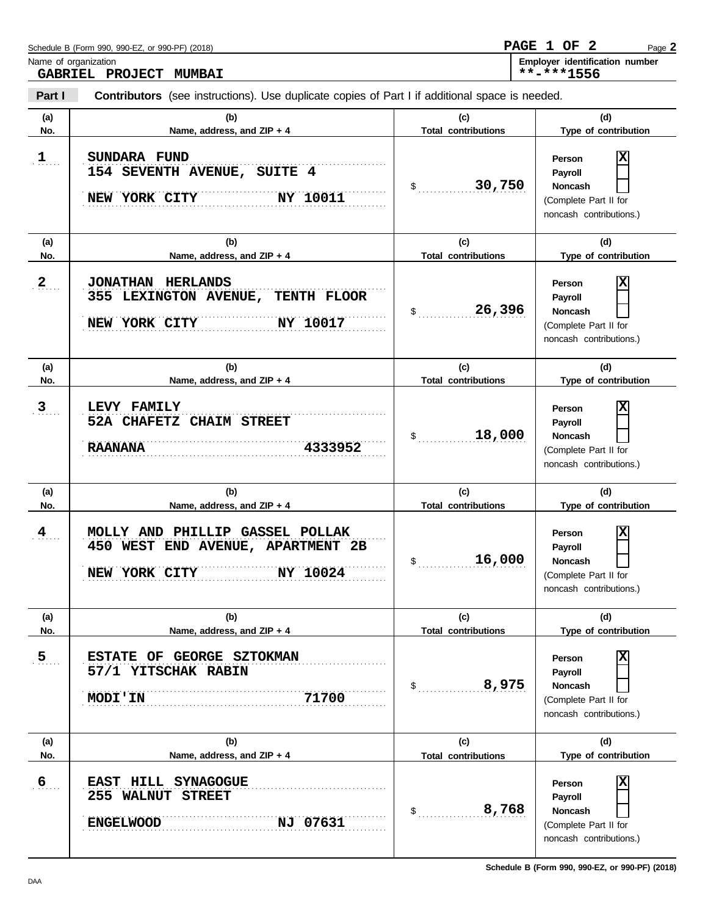Schedule B (Form 990, 990-EZ, or 990-PF) (2018)

**PAGE 1 OF 2**

Name of organization

**GABRIEL PROJECT MUMBAI**

**Employer identification number**

**\*\*-\*\*\*1556**

**Part I** **Contributors** (see instructions). Use duplicate copies of Part I if additional space is needed.

| (a) No. | (b) Name, address, and ZIP + 4 | (c) Total contributions | (d) Type of contribution |
|---|---|---|---|
| 1 | SUNDARA FUND<br>154 SEVENTH AVENUE, SUITE 4<br>NEW YORK CITY NY 10011 | $ 30,750 | Person [X]<br>Payroll [ ]<br>Noncash [ ]<br>(Complete Part II for noncash contributions.) |
| 2 | JONATHAN HERLANDS<br>355 LEXINGTON AVENUE, TENTH FLOOR<br>NEW YORK CITY NY 10017 | $ 26,396 | Person [X]<br>Payroll [ ]<br>Noncash [ ]<br>(Complete Part II for noncash contributions.) |
| 3 | LEVY FAMILY<br>52A CHAFETZ CHAIM STREET<br>RAANANA 4333952 | $ 18,000 | Person [X]<br>Payroll [ ]<br>Noncash [ ]<br>(Complete Part II for noncash contributions.) |
| 4 | MOLLY AND PHILLIP GASSEL POLLAK<br>450 WEST END AVENUE, APARTMENT 2B<br>NEW YORK CITY NY 10024 | $ 16,000 | Person [X]<br>Payroll [ ]<br>Noncash [ ]<br>(Complete Part II for noncash contributions.) |
| 5 | ESTATE OF GEORGE SZTOKMAN<br>57/1 YITSCHAK RABIN<br>MODI'IN 71700 | $ 8,975 | Person [X]<br>Payroll [ ]<br>Noncash [ ]<br>(Complete Part II for noncash contributions.) |
| 6 | EAST HILL SYNAGOGUE<br>255 WALNUT STREET<br>ENGELWOOD NJ 07631 | $ 8,768 | Person [X]<br>Payroll [ ]<br>Noncash [ ]<br>(Complete Part II for noncash contributions.) |

Schedule B (Form 990, 990-EZ, or 990-PF) (2018)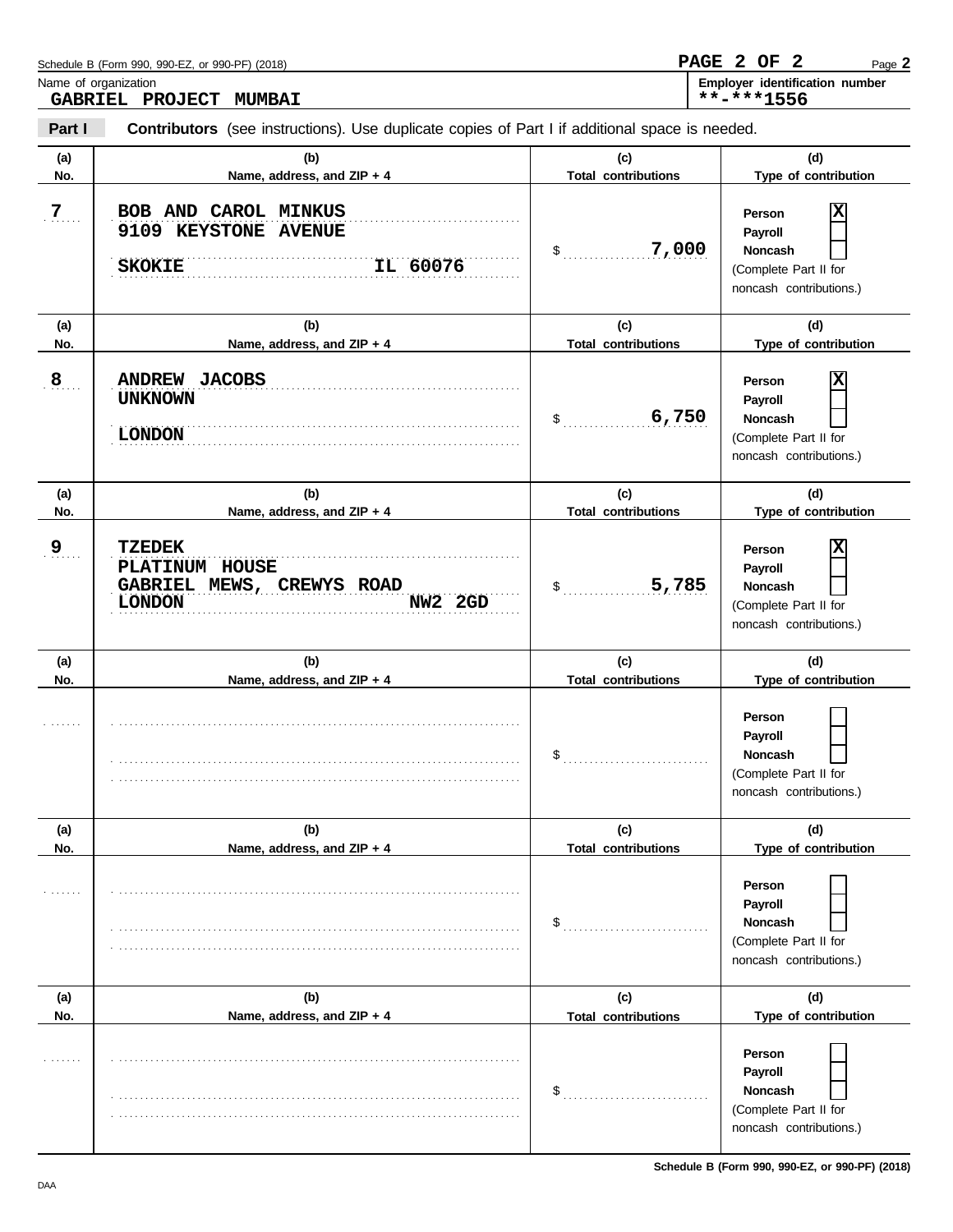Schedule B (Form 990, 990-EZ, or 990-PF) (2018)

**PAGE 2 OF 2**

Name of organization
**GABRIEL PROJECT MUMBAI**

**Employer identification number**
**\*\*-\*\*\*1556**

**Part I** **Contributors** (see instructions). Use duplicate copies of Part I if additional space is needed.

| (a) No. | (b) Name, address, and ZIP + 4 | (c) Total contributions | (d) Type of contribution |
|---|---|---|---|
| 7 | BOB AND CAROL MINKUS<br>9109 KEYSTONE AVENUE<br>SKOKIE IL 60076 | $ 7,000 | Person [X]<br>Payroll [ ]<br>Noncash [ ]<br>(Complete Part II for noncash contributions.) |
| 8 | ANDREW JACOBS<br>UNKNOWN<br>LONDON | $ 6,750 | Person [X]<br>Payroll [ ]<br>Noncash [ ]<br>(Complete Part II for noncash contributions.) |
| 9 | TZEDEK<br>PLATINUM HOUSE<br>GABRIEL MEWS, CREWYS ROAD<br>LONDON NW2 2GD | $ 5,785 | Person [X]<br>Payroll [ ]<br>Noncash [ ]<br>(Complete Part II for noncash contributions.) |
| | | $ | Person [ ]<br>Payroll [ ]<br>Noncash [ ]<br>(Complete Part II for noncash contributions.) |
| | | $ | Person [ ]<br>Payroll [ ]<br>Noncash [ ]<br>(Complete Part II for noncash contributions.) |
| | | $ | Person [ ]<br>Payroll [ ]<br>Noncash [ ]<br>(Complete Part II for noncash contributions.) |

**Schedule B (Form 990, 990-EZ, or 990-PF) (2018)**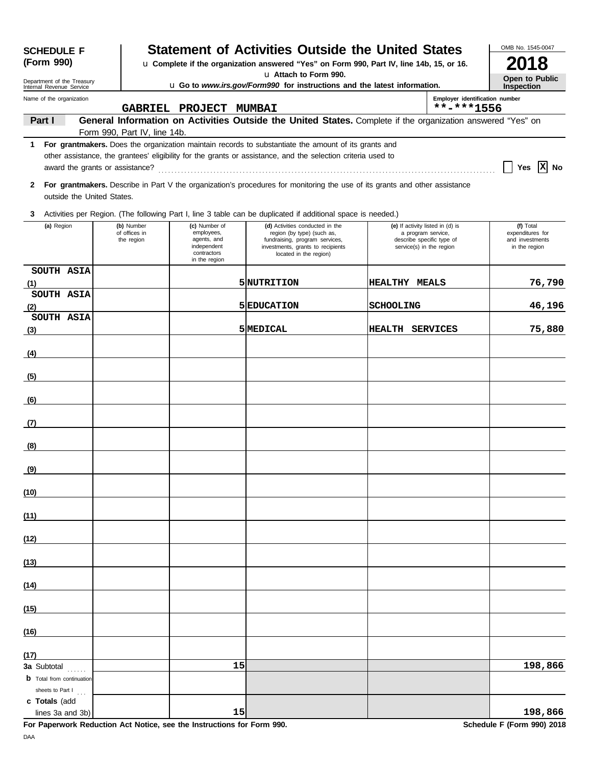**SCHEDULE F (Form 990)**

Department of the Treasury
Internal Revenue Service

# Statement of Activities Outside the United States

u Complete if the organization answered "Yes" on Form 990, Part IV, line 14b, 15, or 16.

u Attach to Form 990.

u Go to *www.irs.gov/Form990* for instructions and the latest information.

OMB No. 1545-0047

**2018**

**Open to Public Inspection**

Name of the organization: GABRIEL PROJECT MUMBAI

Employer identification number: **-***1556

**Part I** **General Information on Activities Outside the United States.** Complete if the organization answered "Yes" on Form 990, Part IV, line 14b.

**1** **For grantmakers.** Does the organization maintain records to substantiate the amount of its grants and other assistance, the grantees' eligibility for the grants or assistance, and the selection criteria used to award the grants or assistance? ☐ Yes ☒ No

**2** **For grantmakers.** Describe in Part V the organization's procedures for monitoring the use of its grants and other assistance outside the United States.

**3** Activities per Region. (The following Part I, line 3 table can be duplicated if additional space is needed.)

| | (a) Region | (b) Number of offices in the region | (c) Number of employees, agents, and independent contractors in the region | (d) Activities conducted in the region (by type) (such as, fundraising, program services, investments, grants to recipients located in the region) | (e) If activity listed in (d) is a program service, describe specific type of service(s) in the region | (f) Total expenditures for and investments in the region |
|---|---|---|---|---|---|---|
| (1) | SOUTH ASIA | | 5 | NUTRITION | HEALTHY MEALS | 76,790 |
| (2) | SOUTH ASIA | | 5 | EDUCATION | SCHOOLING | 46,196 |
| (3) | SOUTH ASIA | | 5 | MEDICAL | HEALTH SERVICES | 75,880 |
| (4) | | | | | | |
| (5) | | | | | | |
| (6) | | | | | | |
| (7) | | | | | | |
| (8) | | | | | | |
| (9) | | | | | | |
| (10) | | | | | | |
| (11) | | | | | | |
| (12) | | | | | | |
| (13) | | | | | | |
| (14) | | | | | | |
| (15) | | | | | | |
| (16) | | | | | | |
| (17) | | | | | | |
| **3a** | Subtotal | | 15 | | | 198,866 |
| **b** | Total from continuation sheets to Part I | | | | | |
| **c** | **Totals** (add lines 3a and 3b) | | 15 | | | 198,866 |

**For Paperwork Reduction Act Notice, see the Instructions for Form 990.**

**Schedule F (Form 990) 2018**

DAA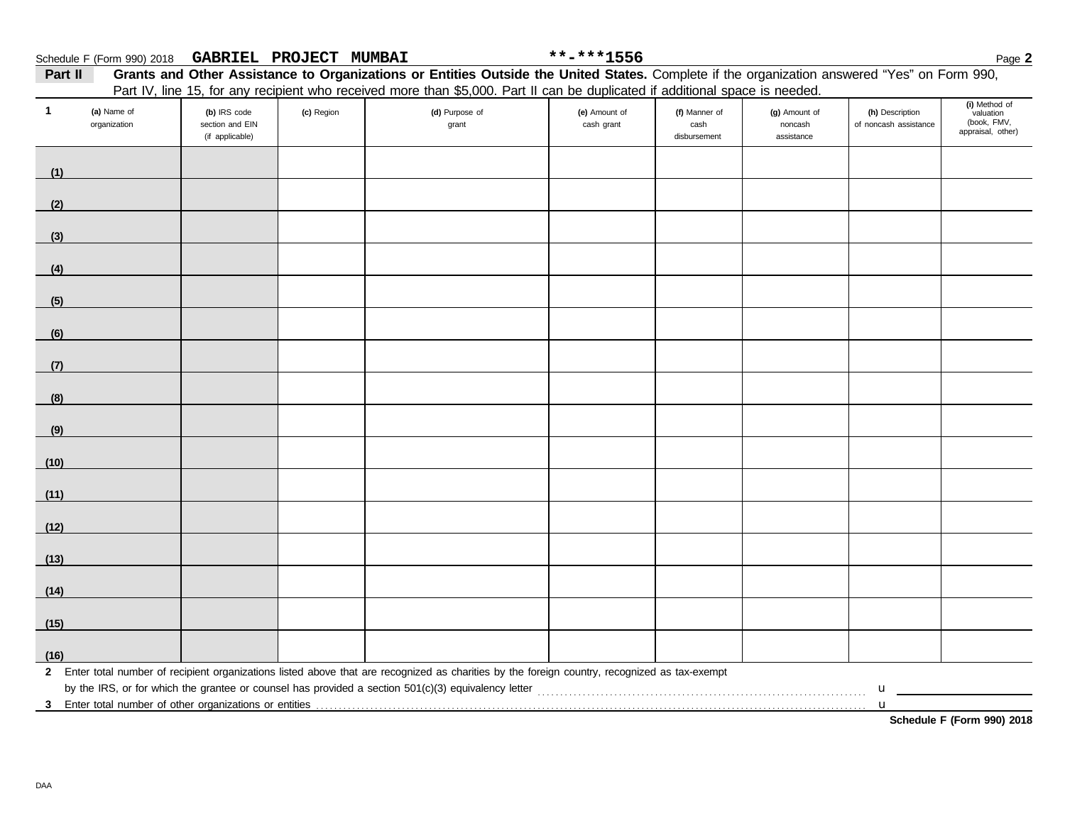Schedule F (Form 990) 2018 **GABRIEL PROJECT MUMBAI** **-***1556 Page **2**

**Part II** **Grants and Other Assistance to Organizations or Entities Outside the United States.** Complete if the organization answered "Yes" on Form 990, Part IV, line 15, for any recipient who received more than $5,000. Part II can be duplicated if additional space is needed.

| 1 (a) Name of organization | (b) IRS code section and EIN (if applicable) | (c) Region | (d) Purpose of grant | (e) Amount of cash grant | (f) Manner of cash disbursement | (g) Amount of noncash assistance | (h) Description of noncash assistance | (i) Method of valuation (book, FMV, appraisal, other) |
|---|---|---|---|---|---|---|---|---|
| (1) | | | | | | | | |
| (2) | | | | | | | | |
| (3) | | | | | | | | |
| (4) | | | | | | | | |
| (5) | | | | | | | | |
| (6) | | | | | | | | |
| (7) | | | | | | | | |
| (8) | | | | | | | | |
| (9) | | | | | | | | |
| (10) | | | | | | | | |
| (11) | | | | | | | | |
| (12) | | | | | | | | |
| (13) | | | | | | | | |
| (14) | | | | | | | | |
| (15) | | | | | | | | |
| (16) | | | | | | | | |

**2** Enter total number of recipient organizations listed above that are recognized as charities by the foreign country, recognized as tax-exempt by the IRS, or for which the grantee or counsel has provided a section 501(c)(3) equivalency letter . . . u

**3** Enter total number of other organizations or entities . . . u

**Schedule F (Form 990) 2018**

DAA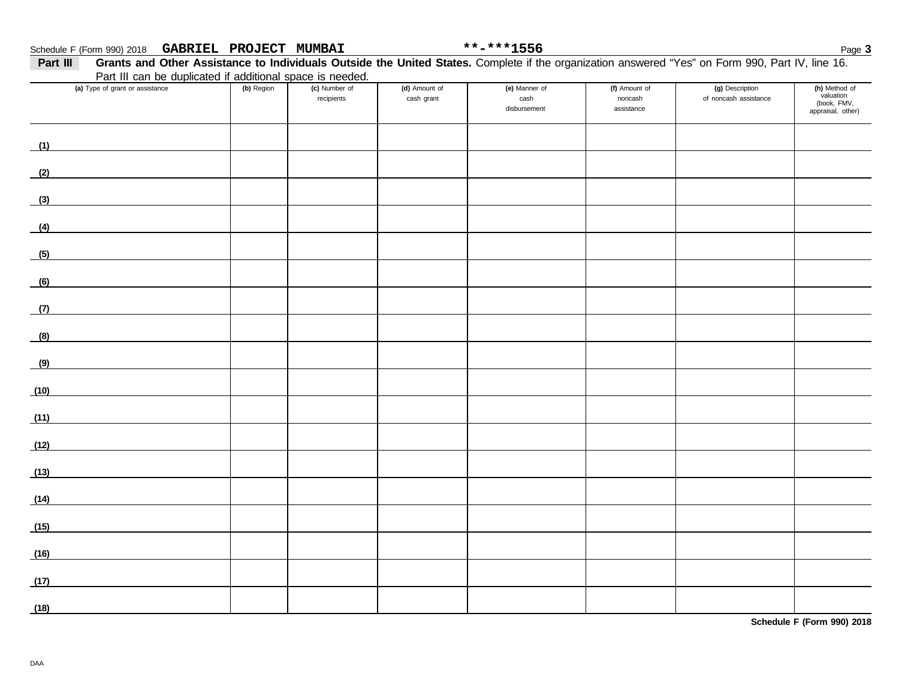Schedule F (Form 990) 2018 GABRIEL PROJECT MUMBAI **-***1556

## Part III Grants and Other Assistance to Individuals Outside the United States.

Complete if the organization answered "Yes" on Form 990, Part IV, line 16. Part III can be duplicated if additional space is needed.

| (a) Type of grant or assistance | (b) Region | (c) Number of recipients | (d) Amount of cash grant | (e) Manner of cash disbursement | (f) Amount of noncash assistance | (g) Description of noncash assistance | (h) Method of valuation (book, FMV, appraisal, other) |
|---|---|---|---|---|---|---|---|
| (1) | | | | | | | |
| (2) | | | | | | | |
| (3) | | | | | | | |
| (4) | | | | | | | |
| (5) | | | | | | | |
| (6) | | | | | | | |
| (7) | | | | | | | |
| (8) | | | | | | | |
| (9) | | | | | | | |
| (10) | | | | | | | |
| (11) | | | | | | | |
| (12) | | | | | | | |
| (13) | | | | | | | |
| (14) | | | | | | | |
| (15) | | | | | | | |
| (16) | | | | | | | |
| (17) | | | | | | | |
| (18) | | | | | | | |

**Schedule F (Form 990) 2018**

DAA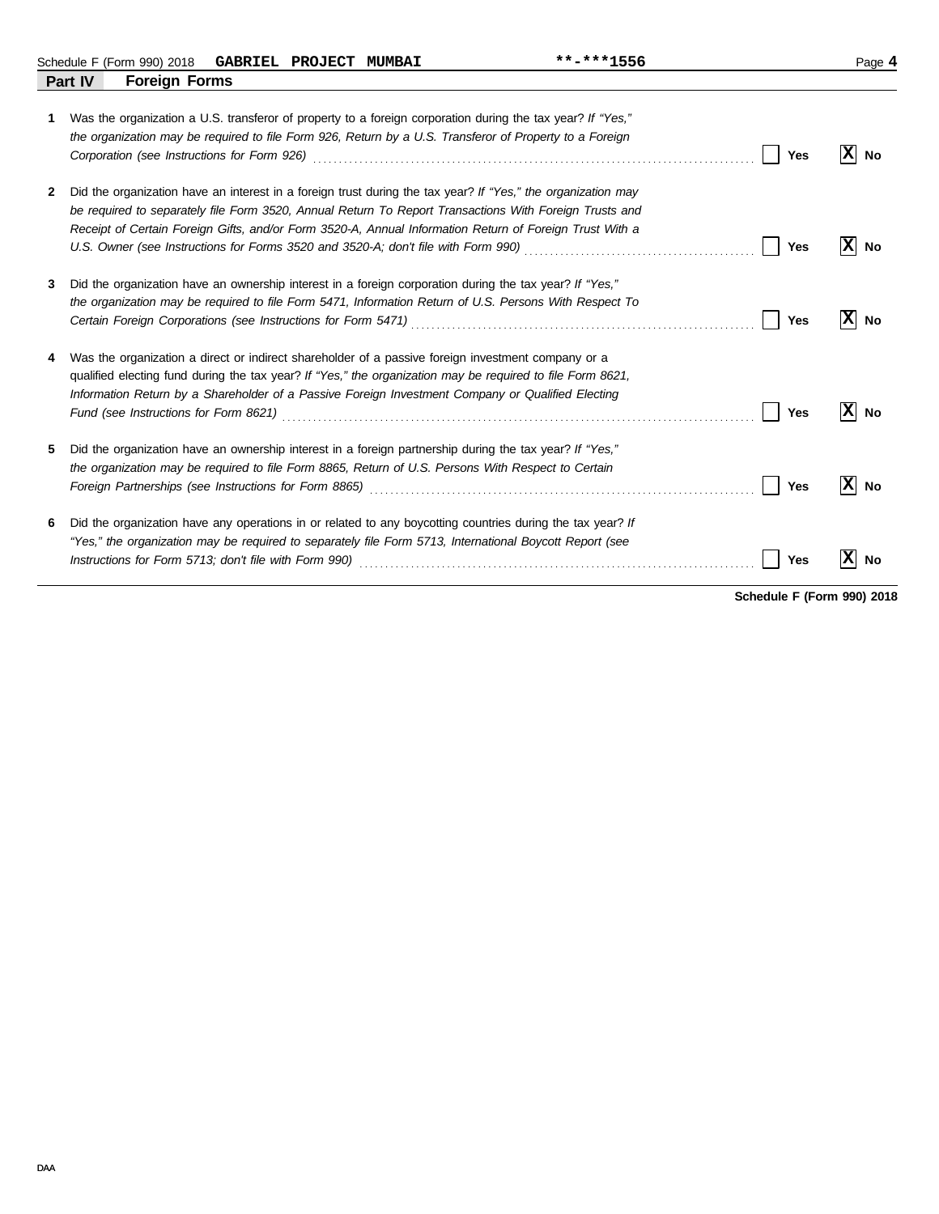## Part IV — Foreign Forms

1. Was the organization a U.S. transferor of property to a foreign corporation during the tax year? *If "Yes," the organization may be required to file Form 926, Return by a U.S. Transferor of Property to a Foreign Corporation (see Instructions for Form 926)* ..... ☐ Yes ☒ No

2. Did the organization have an interest in a foreign trust during the tax year? *If "Yes," the organization may be required to separately file Form 3520, Annual Return To Report Transactions With Foreign Trusts and Receipt of Certain Foreign Gifts, and/or Form 3520-A, Annual Information Return of Foreign Trust With a U.S. Owner (see Instructions for Forms 3520 and 3520-A; don't file with Form 990)* ..... ☐ Yes ☒ No

3. Did the organization have an ownership interest in a foreign corporation during the tax year? *If "Yes," the organization may be required to file Form 5471, Information Return of U.S. Persons With Respect To Certain Foreign Corporations (see Instructions for Form 5471)* ..... ☐ Yes ☒ No

4. Was the organization a direct or indirect shareholder of a passive foreign investment company or a qualified electing fund during the tax year? *If "Yes," the organization may be required to file Form 8621, Information Return by a Shareholder of a Passive Foreign Investment Company or Qualified Electing Fund (see Instructions for Form 8621)* ..... ☐ Yes ☒ No

5. Did the organization have an ownership interest in a foreign partnership during the tax year? *If "Yes," the organization may be required to file Form 8865, Return of U.S. Persons With Respect to Certain Foreign Partnerships (see Instructions for Form 8865)* ..... ☐ Yes ☒ No

6. Did the organization have any operations in or related to any boycotting countries during the tax year? *If "Yes," the organization may be required to separately file Form 5713, International Boycott Report (see Instructions for Form 5713; don't file with Form 990)* ..... ☐ Yes ☒ No

**Schedule F (Form 990) 2018**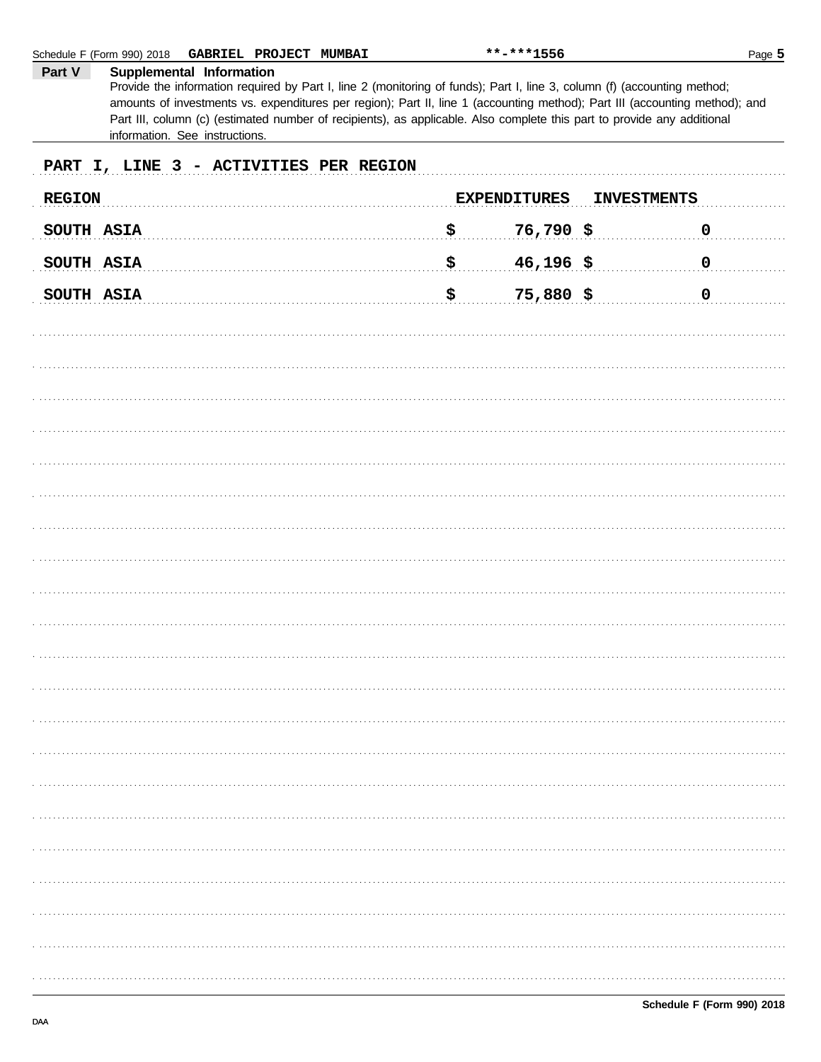Schedule F (Form 990) 2018 GABRIEL PROJECT MUMBAI **-***1556

**Part V** **Supplemental Information**

Provide the information required by Part I, line 2 (monitoring of funds); Part I, line 3, column (f) (accounting method; amounts of investments vs. expenditures per region); Part II, line 1 (accounting method); Part III (accounting method); and Part III, column (c) (estimated number of recipients), as applicable. Also complete this part to provide any additional information. See instructions.

PART I, LINE 3 - ACTIVITIES PER REGION

| REGION | EXPENDITURES | INVESTMENTS |
|---|---|---|
| SOUTH ASIA | $ 76,790 | $ 0 |
| SOUTH ASIA | $ 46,196 | $ 0 |
| SOUTH ASIA | $ 75,880 | $ 0 |

Schedule F (Form 990) 2018

DAA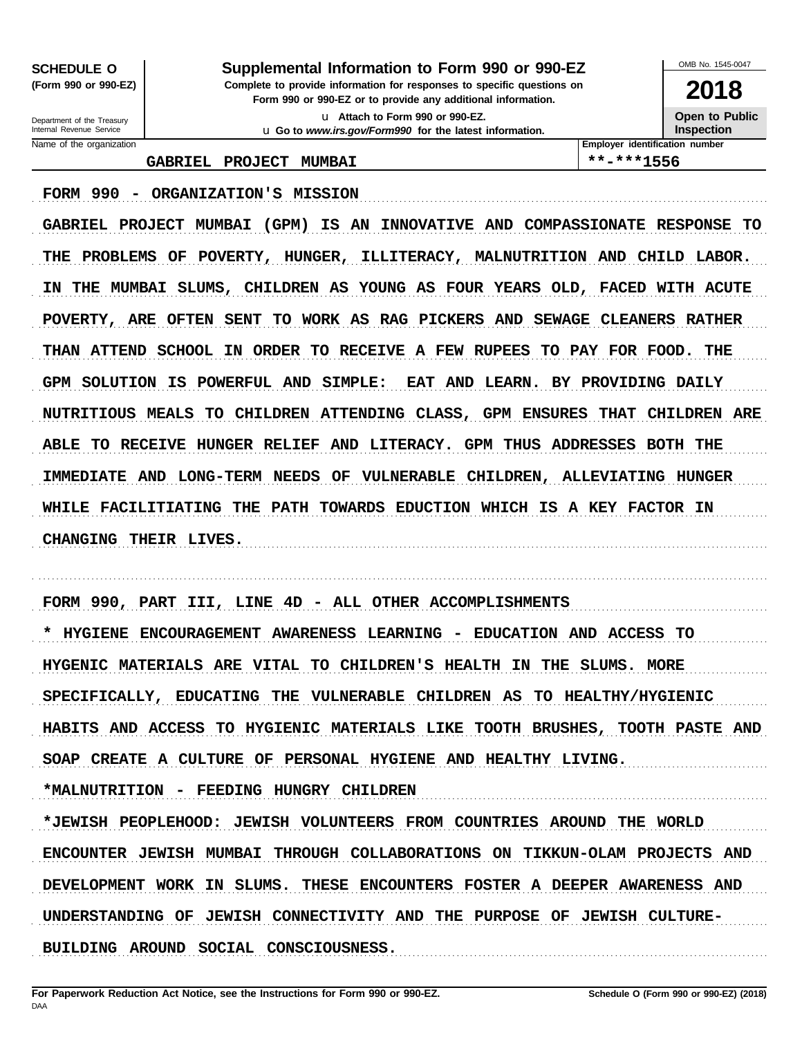**SCHEDULE O**
**(Form 990 or 990-EZ)**

Department of the Treasury
Internal Revenue Service

# Supplemental Information to Form 990 or 990-EZ

**Complete to provide information for responses to specific questions on Form 990 or 990-EZ or to provide any additional information.**

u Attach to Form 990 or 990-EZ.

u Go to *www.irs.gov/Form990* for the latest information.

OMB No. 1545-0047

**2018**

**Open to Public Inspection**

| Name of the organization | Employer identification number |
|---|---|
| GABRIEL PROJECT MUMBAI | **-***1556 |

FORM 990 - ORGANIZATION'S MISSION

GABRIEL PROJECT MUMBAI (GPM) IS AN INNOVATIVE AND COMPASSIONATE RESPONSE TO THE PROBLEMS OF POVERTY, HUNGER, ILLITERACY, MALNUTRITION AND CHILD LABOR. IN THE MUMBAI SLUMS, CHILDREN AS YOUNG AS FOUR YEARS OLD, FACED WITH ACUTE POVERTY, ARE OFTEN SENT TO WORK AS RAG PICKERS AND SEWAGE CLEANERS RATHER THAN ATTEND SCHOOL IN ORDER TO RECEIVE A FEW RUPEES TO PAY FOR FOOD. THE GPM SOLUTION IS POWERFUL AND SIMPLE: EAT AND LEARN. BY PROVIDING DAILY NUTRITIOUS MEALS TO CHILDREN ATTENDING CLASS, GPM ENSURES THAT CHILDREN ARE ABLE TO RECEIVE HUNGER RELIEF AND LITERACY. GPM THUS ADDRESSES BOTH THE IMMEDIATE AND LONG-TERM NEEDS OF VULNERABLE CHILDREN, ALLEVIATING HUNGER WHILE FACILITIATING THE PATH TOWARDS EDUCTION WHICH IS A KEY FACTOR IN CHANGING THEIR LIVES.

FORM 990, PART III, LINE 4D - ALL OTHER ACCOMPLISHMENTS

* HYGIENE ENCOURAGEMENT AWARENESS LEARNING - EDUCATION AND ACCESS TO HYGENIC MATERIALS ARE VITAL TO CHILDREN'S HEALTH IN THE SLUMS. MORE SPECIFICALLY, EDUCATING THE VULNERABLE CHILDREN AS TO HEALTHY/HYGIENIC HABITS AND ACCESS TO HYGIENIC MATERIALS LIKE TOOTH BRUSHES, TOOTH PASTE AND SOAP CREATE A CULTURE OF PERSONAL HYGIENE AND HEALTHY LIVING.

*MALNUTRITION - FEEDING HUNGRY CHILDREN

*JEWISH PEOPLEHOOD: JEWISH VOLUNTEERS FROM COUNTRIES AROUND THE WORLD ENCOUNTER JEWISH MUMBAI THROUGH COLLABORATIONS ON TIKKUN-OLAM PROJECTS AND DEVELOPMENT WORK IN SLUMS. THESE ENCOUNTERS FOSTER A DEEPER AWARENESS AND UNDERSTANDING OF JEWISH CONNECTIVITY AND THE PURPOSE OF JEWISH CULTURE-BUILDING AROUND SOCIAL CONSCIOUSNESS.

**For Paperwork Reduction Act Notice, see the Instructions for Form 990 or 990-EZ.**

**Schedule O (Form 990 or 990-EZ) (2018)**

DAA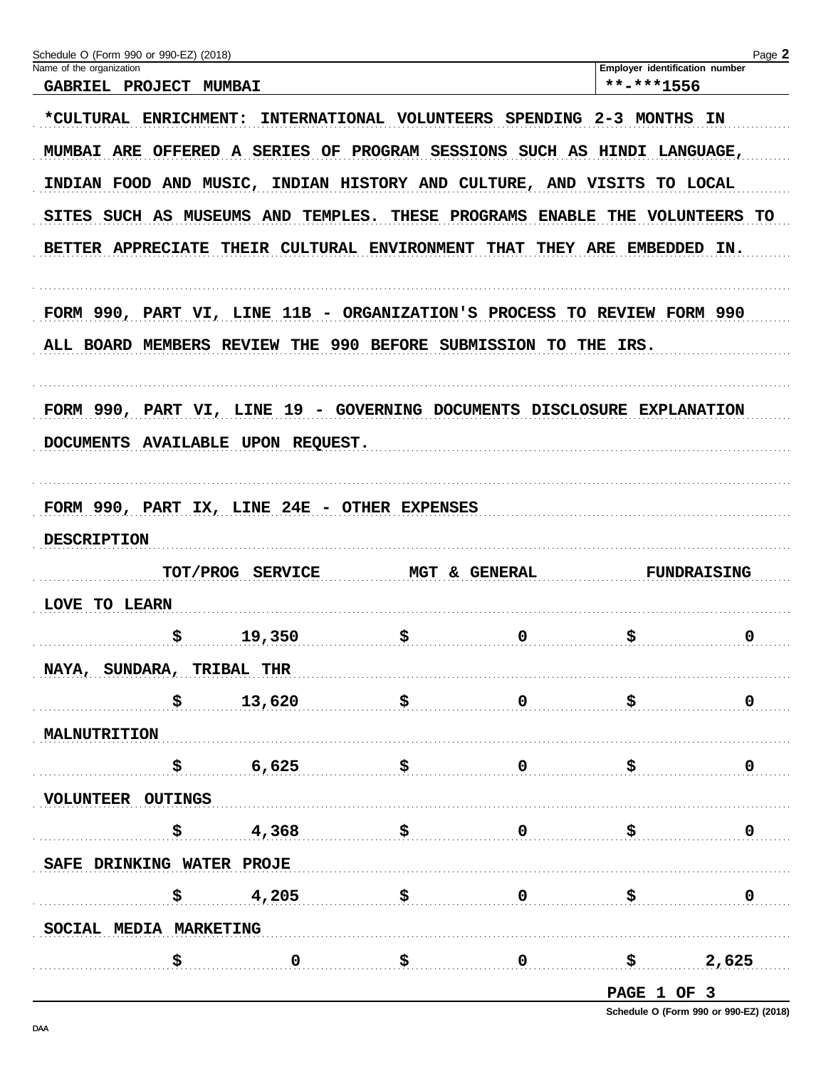Name of the organization: GABRIEL PROJECT MUMBAI

Employer identification number: **-***1556

*CULTURAL ENRICHMENT: INTERNATIONAL VOLUNTEERS SPENDING 2-3 MONTHS IN MUMBAI ARE OFFERED A SERIES OF PROGRAM SESSIONS SUCH AS HINDI LANGUAGE, INDIAN FOOD AND MUSIC, INDIAN HISTORY AND CULTURE, AND VISITS TO LOCAL SITES SUCH AS MUSEUMS AND TEMPLES. THESE PROGRAMS ENABLE THE VOLUNTEERS TO BETTER APPRECIATE THEIR CULTURAL ENVIRONMENT THAT THEY ARE EMBEDDED IN.

FORM 990, PART VI, LINE 11B - ORGANIZATION'S PROCESS TO REVIEW FORM 990

ALL BOARD MEMBERS REVIEW THE 990 BEFORE SUBMISSION TO THE IRS.

FORM 990, PART VI, LINE 19 - GOVERNING DOCUMENTS DISCLOSURE EXPLANATION

DOCUMENTS AVAILABLE UPON REQUEST.

FORM 990, PART IX, LINE 24E - OTHER EXPENSES

| DESCRIPTION | TOT/PROG SERVICE | MGT & GENERAL | FUNDRAISING |
|---|---|---|---|
| LOVE TO LEARN | $ 19,350 | $ 0 | $ 0 |
| NAYA, SUNDARA, TRIBAL THR | $ 13,620 | $ 0 | $ 0 |
| MALNUTRITION | $ 6,625 | $ 0 | $ 0 |
| VOLUNTEER OUTINGS | $ 4,368 | $ 0 | $ 0 |
| SAFE DRINKING WATER PROJE | $ 4,205 | $ 0 | $ 0 |
| SOCIAL MEDIA MARKETING | $ 0 | $ 0 | $ 2,625 |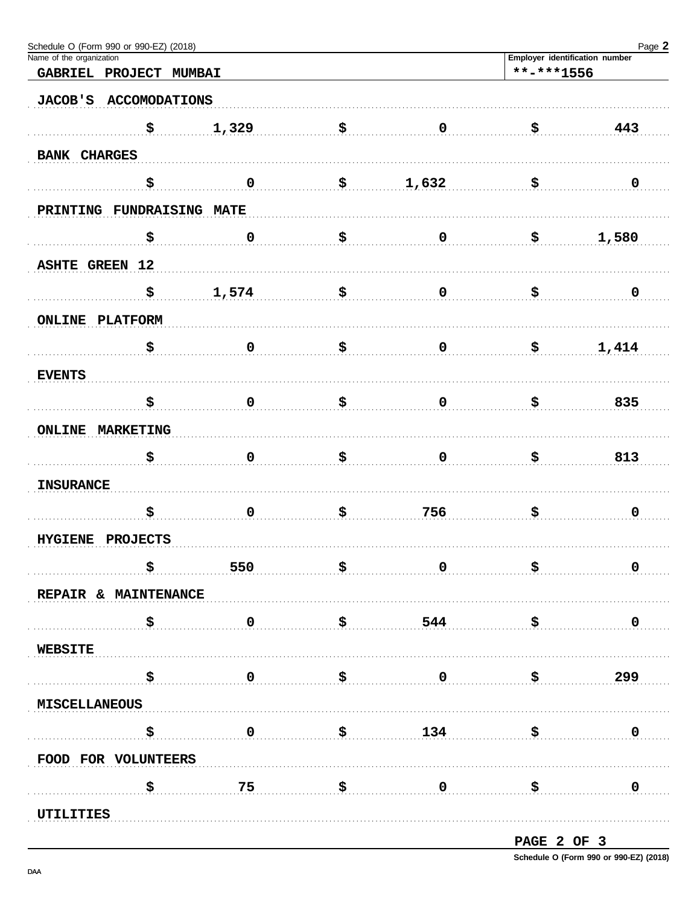Name of the organization: GABRIEL PROJECT MUMBAI

Employer identification number: **-***1556

| Description | | | |
|---|---|---|---|
| JACOB'S ACCOMODATIONS | $ 1,329 | $ 0 | $ 443 |
| BANK CHARGES | $ 0 | $ 1,632 | $ 0 |
| PRINTING FUNDRAISING MATE | $ 0 | $ 0 | $ 1,580 |
| ASHTE GREEN 12 | $ 1,574 | $ 0 | $ 0 |
| ONLINE PLATFORM | $ 0 | $ 0 | $ 1,414 |
| EVENTS | $ 0 | $ 0 | $ 835 |
| ONLINE MARKETING | $ 0 | $ 0 | $ 813 |
| INSURANCE | $ 0 | $ 756 | $ 0 |
| HYGIENE PROJECTS | $ 550 | $ 0 | $ 0 |
| REPAIR & MAINTENANCE | $ 0 | $ 544 | $ 0 |
| WEBSITE | $ 0 | $ 0 | $ 299 |
| MISCELLANEOUS | $ 0 | $ 134 | $ 0 |
| FOOD FOR VOLUNTEERS | $ 75 | $ 0 | $ 0 |
| UTILITIES | | | |

PAGE 2 OF 3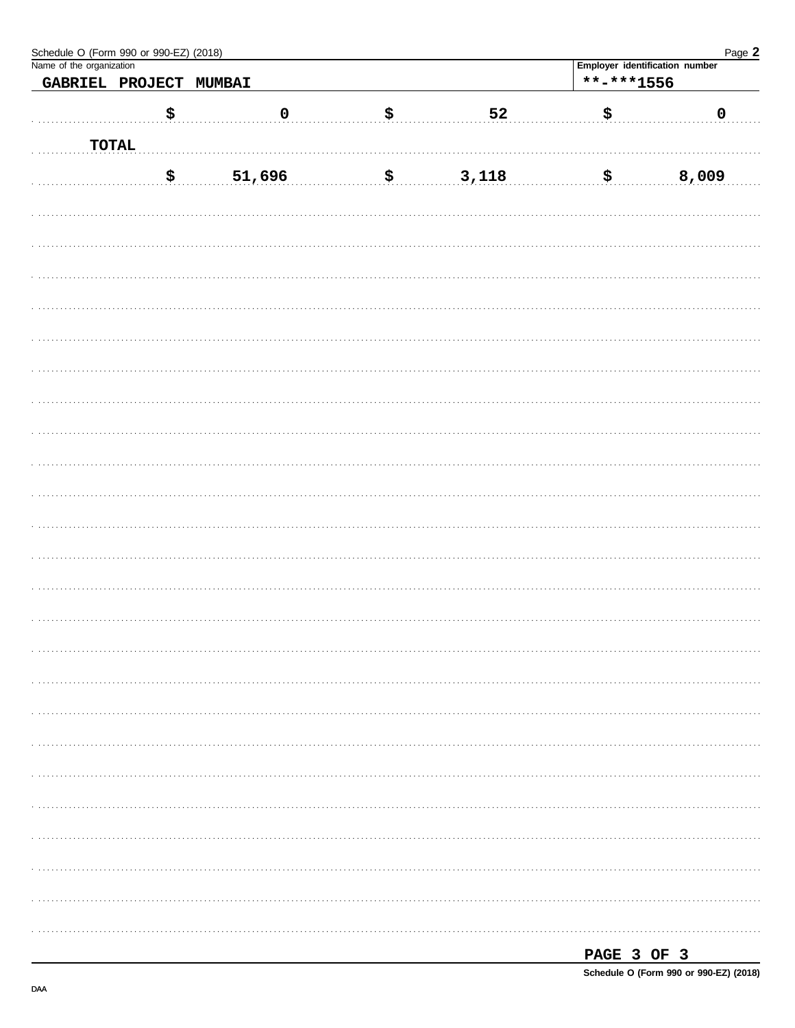Name of the organization: **GABRIEL PROJECT MUMBAI**

Employer identification number: **-***1556

| | | | | | |
|---|---|---|---|---|---|
| $ | 0 | $ | 52 | $ | 0 |
| TOTAL | | | | | |
| $ | 51,696 | $ | 3,118 | $ | 8,009 |

PAGE 3 OF 3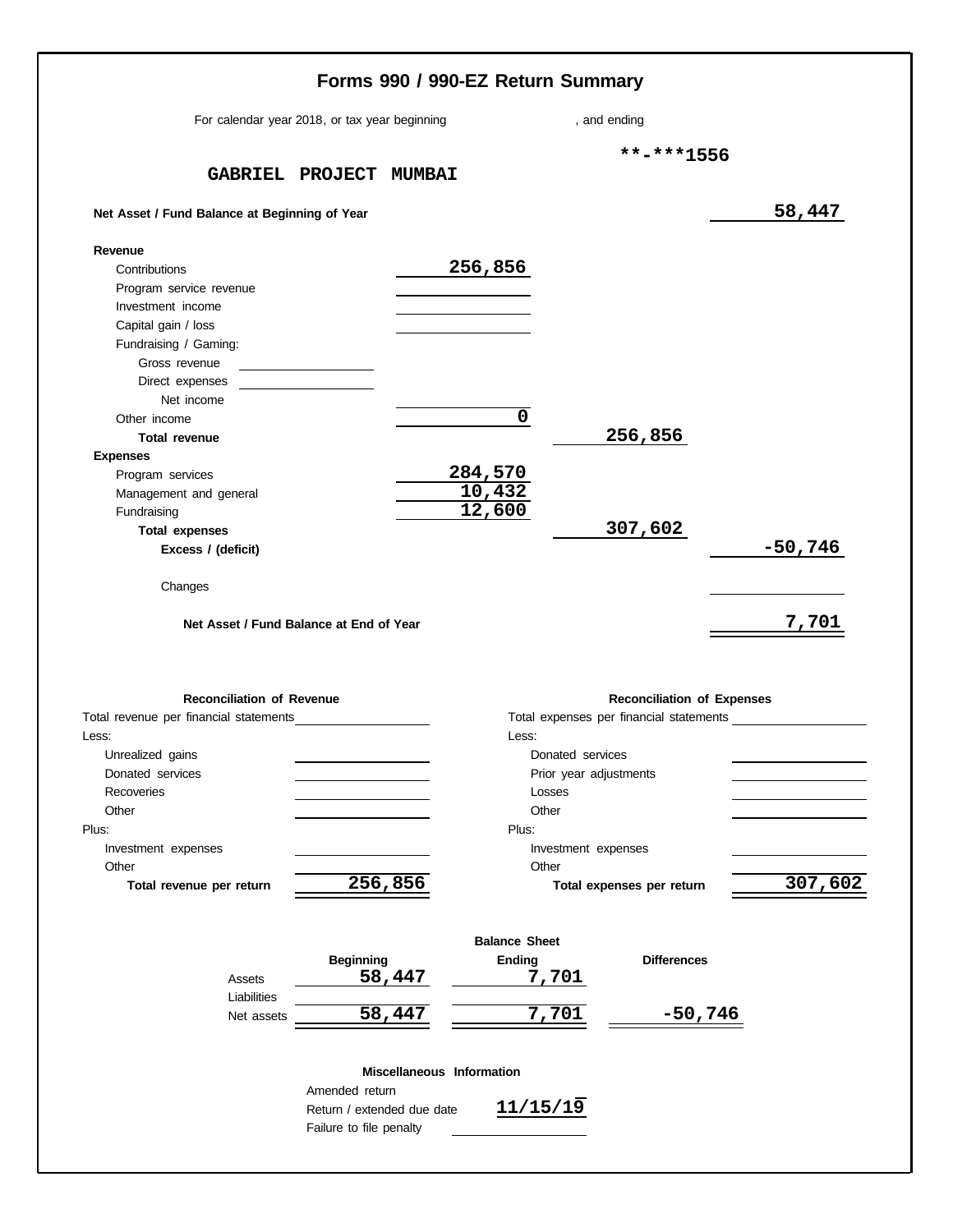# Forms 990 / 990-EZ Return Summary

For calendar year 2018, or tax year beginning , and ending

**-***1556

**GABRIEL PROJECT MUMBAI**

| | | | |
|---|---|---|---|
| **Net Asset / Fund Balance at Beginning of Year** | | | 58,447 |
| **Revenue** | | | |
| Contributions | 256,856 | | |
| Program service revenue | | | |
| Investment income | | | |
| Capital gain / loss | | | |
| Fundraising / Gaming: | | | |
| Gross revenue | | | |
| Direct expenses | | | |
| Net income | | | |
| Other income | 0 | | |
| **Total revenue** | | 256,856 | |
| **Expenses** | | | |
| Program services | 284,570 | | |
| Management and general | 10,432 | | |
| Fundraising | 12,600 | | |
| **Total expenses** | | 307,602 | |
| **Excess / (deficit)** | | | -50,746 |
| Changes | | | |
| **Net Asset / Fund Balance at End of Year** | | | 7,701 |

**Reconciliation of Revenue**

| | |
|---|---|
| Total revenue per financial statements | |
| Less: | |
| Unrealized gains | |
| Donated services | |
| Recoveries | |
| Other | |
| Plus: | |
| Investment expenses | |
| Other | |
| **Total revenue per return** | 256,856 |

**Reconciliation of Expenses**

| | |
|---|---|
| Total expenses per financial statements | |
| Less: | |
| Donated services | |
| Prior year adjustments | |
| Losses | |
| Other | |
| Plus: | |
| Investment expenses | |
| Other | |
| **Total expenses per return** | 307,602 |

**Balance Sheet**

| | Beginning | Ending | Differences |
|---|---|---|---|
| Assets | 58,447 | 7,701 | |
| Liabilities | | | |
| Net assets | 58,447 | 7,701 | -50,746 |

**Miscellaneous Information**

| | |
|---|---|
| Amended return | |
| Return / extended due date | 11/15/19 |
| Failure to file penalty | |